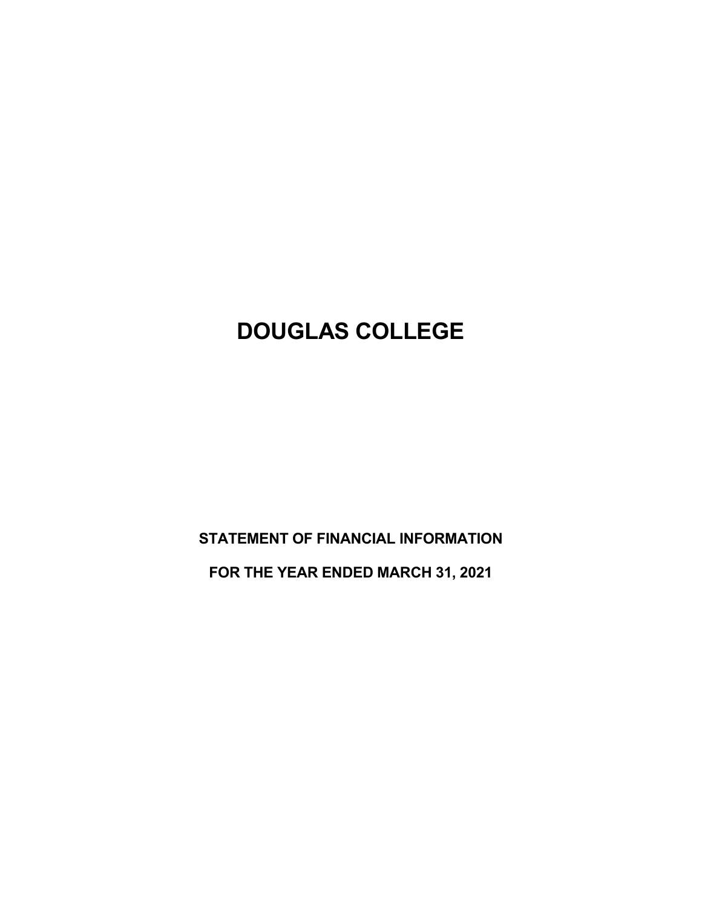# DOUGLAS COLLEGE

## STATEMENT OF FINANCIAL INFORMATION

## FOR THE YEAR ENDED MARCH 31, 2021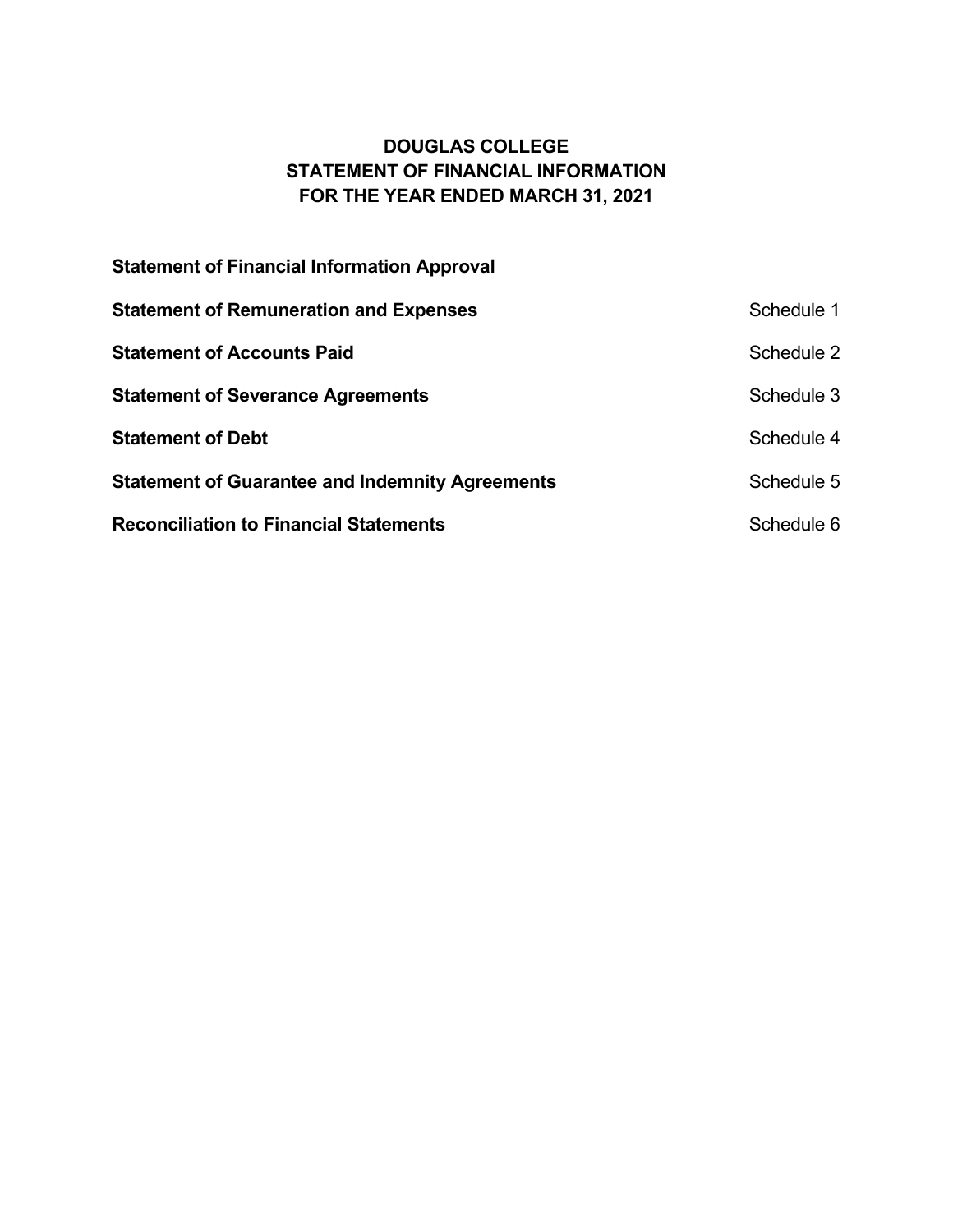# DOUGLAS COLLEGE
# STATEMENT OF FINANCIAL INFORMATION
# FOR THE YEAR ENDED MARCH 31, 2021

| | |
|---|---|
| **Statement of Financial Information Approval** | |
| **Statement of Remuneration and Expenses** | Schedule 1 |
| **Statement of Accounts Paid** | Schedule 2 |
| **Statement of Severance Agreements** | Schedule 3 |
| **Statement of Debt** | Schedule 4 |
| **Statement of Guarantee and Indemnity Agreements** | Schedule 5 |
| **Reconciliation to Financial Statements** | Schedule 6 |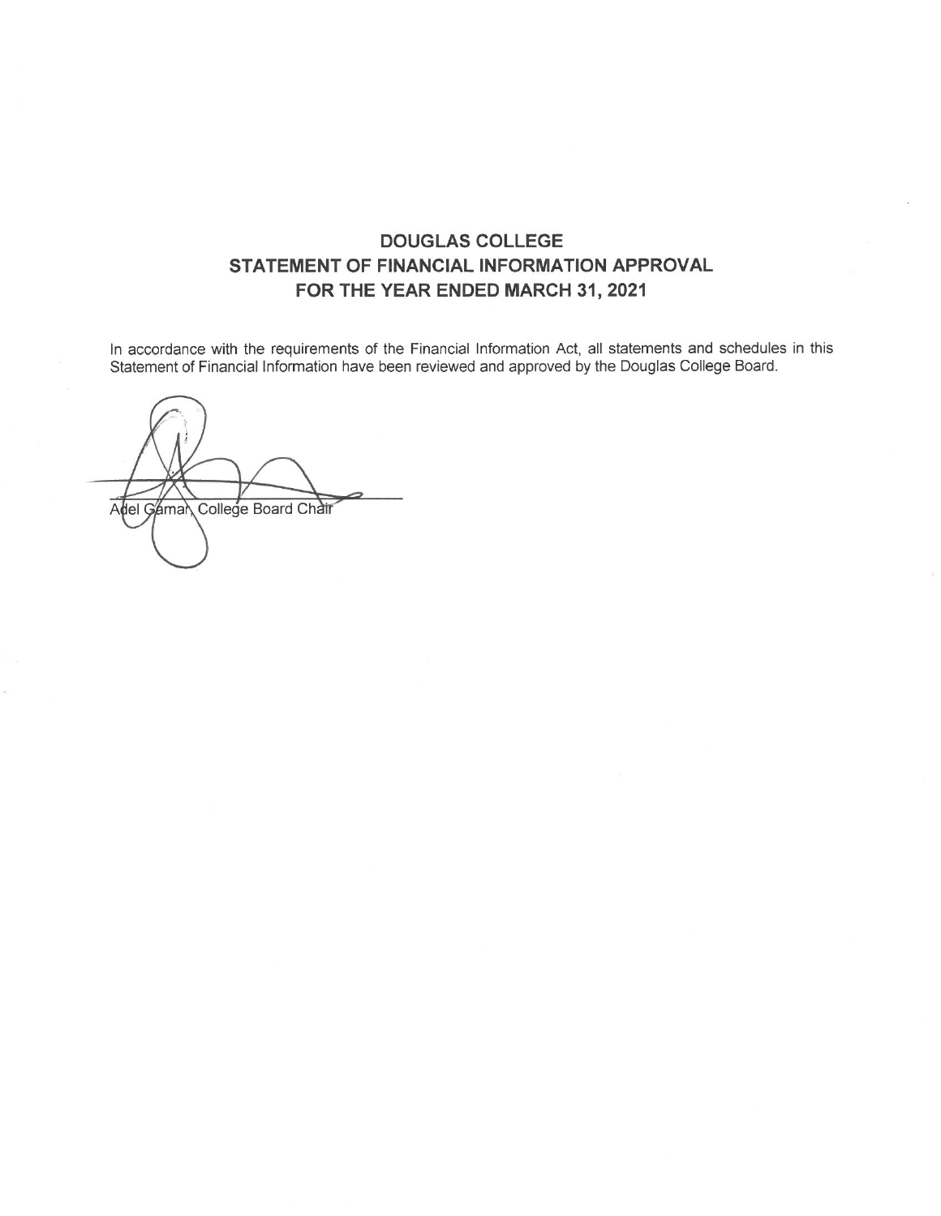# DOUGLAS COLLEGE
# STATEMENT OF FINANCIAL INFORMATION APPROVAL
# FOR THE YEAR ENDED MARCH 31, 2021

In accordance with the requirements of the Financial Information Act, all statements and schedules in this Statement of Financial Information have been reviewed and approved by the Douglas College Board.

Adel Gamar, College Board Chair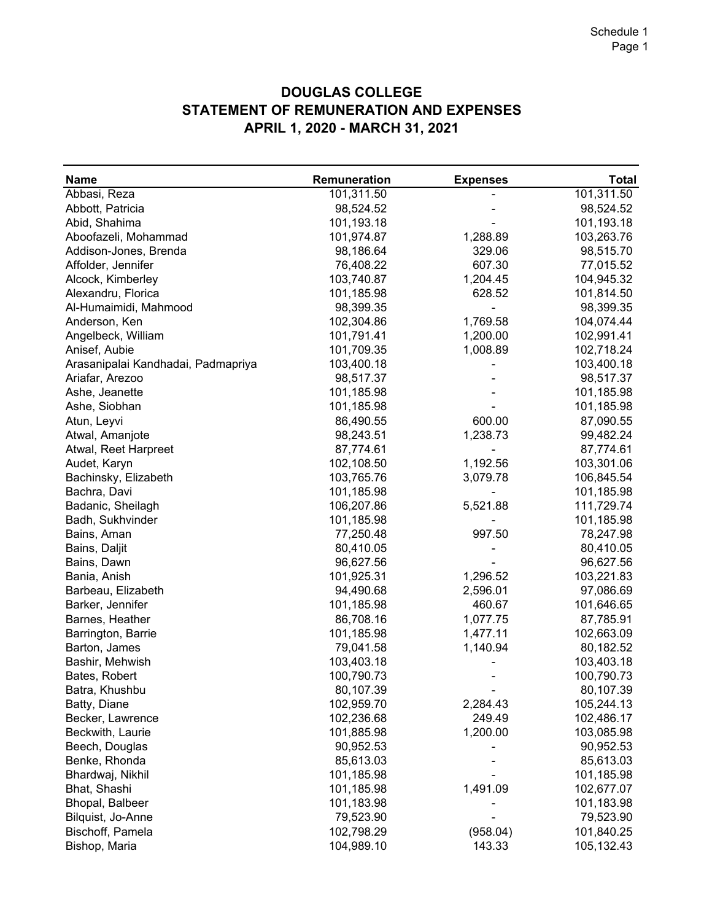# DOUGLAS COLLEGE
## STATEMENT OF REMUNERATION AND EXPENSES
## APRIL 1, 2020 - MARCH 31, 2021

| Name | Remuneration | Expenses | Total |
|---|---|---|---|
| Abbasi, Reza | 101,311.50 | - | 101,311.50 |
| Abbott, Patricia | 98,524.52 | - | 98,524.52 |
| Abid, Shahima | 101,193.18 | - | 101,193.18 |
| Aboofazeli, Mohammad | 101,974.87 | 1,288.89 | 103,263.76 |
| Addison-Jones, Brenda | 98,186.64 | 329.06 | 98,515.70 |
| Affolder, Jennifer | 76,408.22 | 607.30 | 77,015.52 |
| Alcock, Kimberley | 103,740.87 | 1,204.45 | 104,945.32 |
| Alexandru, Florica | 101,185.98 | 628.52 | 101,814.50 |
| Al-Humaimidi, Mahmood | 98,399.35 | - | 98,399.35 |
| Anderson, Ken | 102,304.86 | 1,769.58 | 104,074.44 |
| Angelbeck, William | 101,791.41 | 1,200.00 | 102,991.41 |
| Anisef, Aubie | 101,709.35 | 1,008.89 | 102,718.24 |
| Arasanipalai Kandhadai, Padmapriya | 103,400.18 | - | 103,400.18 |
| Ariafar, Arezoo | 98,517.37 | - | 98,517.37 |
| Ashe, Jeanette | 101,185.98 | - | 101,185.98 |
| Ashe, Siobhan | 101,185.98 | - | 101,185.98 |
| Atun, Leyvi | 86,490.55 | 600.00 | 87,090.55 |
| Atwal, Amanjote | 98,243.51 | 1,238.73 | 99,482.24 |
| Atwal, Reet Harpreet | 87,774.61 | - | 87,774.61 |
| Audet, Karyn | 102,108.50 | 1,192.56 | 103,301.06 |
| Bachinsky, Elizabeth | 103,765.76 | 3,079.78 | 106,845.54 |
| Bachra, Davi | 101,185.98 | - | 101,185.98 |
| Badanic, Sheilagh | 106,207.86 | 5,521.88 | 111,729.74 |
| Badh, Sukhvinder | 101,185.98 | - | 101,185.98 |
| Bains, Aman | 77,250.48 | 997.50 | 78,247.98 |
| Bains, Daljit | 80,410.05 | - | 80,410.05 |
| Bains, Dawn | 96,627.56 | - | 96,627.56 |
| Bania, Anish | 101,925.31 | 1,296.52 | 103,221.83 |
| Barbeau, Elizabeth | 94,490.68 | 2,596.01 | 97,086.69 |
| Barker, Jennifer | 101,185.98 | 460.67 | 101,646.65 |
| Barnes, Heather | 86,708.16 | 1,077.75 | 87,785.91 |
| Barrington, Barrie | 101,185.98 | 1,477.11 | 102,663.09 |
| Barton, James | 79,041.58 | 1,140.94 | 80,182.52 |
| Bashir, Mehwish | 103,403.18 | - | 103,403.18 |
| Bates, Robert | 100,790.73 | - | 100,790.73 |
| Batra, Khushbu | 80,107.39 | - | 80,107.39 |
| Batty, Diane | 102,959.70 | 2,284.43 | 105,244.13 |
| Becker, Lawrence | 102,236.68 | 249.49 | 102,486.17 |
| Beckwith, Laurie | 101,885.98 | 1,200.00 | 103,085.98 |
| Beech, Douglas | 90,952.53 | - | 90,952.53 |
| Benke, Rhonda | 85,613.03 | - | 85,613.03 |
| Bhardwaj, Nikhil | 101,185.98 | - | 101,185.98 |
| Bhat, Shashi | 101,185.98 | 1,491.09 | 102,677.07 |
| Bhopal, Balbeer | 101,183.98 | - | 101,183.98 |
| Bilquist, Jo-Anne | 79,523.90 | - | 79,523.90 |
| Bischoff, Pamela | 102,798.29 | (958.04) | 101,840.25 |
| Bishop, Maria | 104,989.10 | 143.33 | 105,132.43 |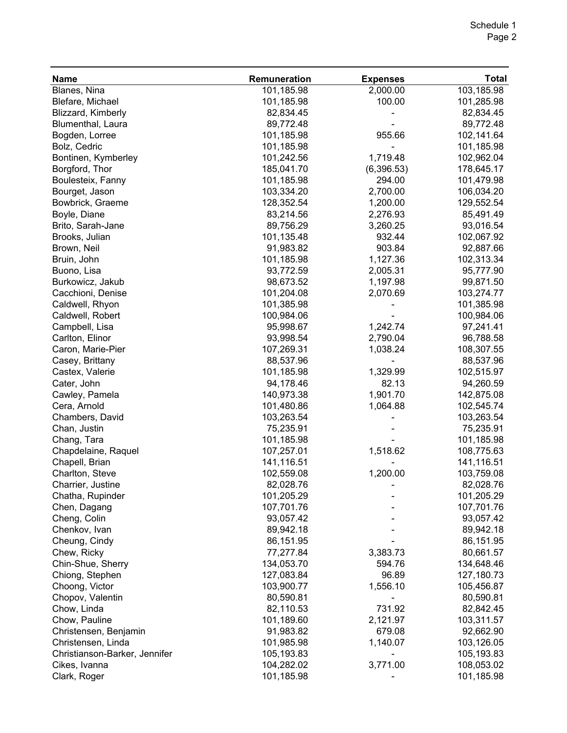| Name | Remuneration | Expenses | Total |
|---|---|---|---|
| Blanes, Nina | 101,185.98 | 2,000.00 | 103,185.98 |
| Blefare, Michael | 101,185.98 | 100.00 | 101,285.98 |
| Blizzard, Kimberly | 82,834.45 | - | 82,834.45 |
| Blumenthal, Laura | 89,772.48 | - | 89,772.48 |
| Bogden, Lorree | 101,185.98 | 955.66 | 102,141.64 |
| Bolz, Cedric | 101,185.98 | - | 101,185.98 |
| Bontinen, Kymberley | 101,242.56 | 1,719.48 | 102,962.04 |
| Borgford, Thor | 185,041.70 | (6,396.53) | 178,645.17 |
| Boulesteix, Fanny | 101,185.98 | 294.00 | 101,479.98 |
| Bourget, Jason | 103,334.20 | 2,700.00 | 106,034.20 |
| Bowbrick, Graeme | 128,352.54 | 1,200.00 | 129,552.54 |
| Boyle, Diane | 83,214.56 | 2,276.93 | 85,491.49 |
| Brito, Sarah-Jane | 89,756.29 | 3,260.25 | 93,016.54 |
| Brooks, Julian | 101,135.48 | 932.44 | 102,067.92 |
| Brown, Neil | 91,983.82 | 903.84 | 92,887.66 |
| Bruin, John | 101,185.98 | 1,127.36 | 102,313.34 |
| Buono, Lisa | 93,772.59 | 2,005.31 | 95,777.90 |
| Burkowicz, Jakub | 98,673.52 | 1,197.98 | 99,871.50 |
| Cacchioni, Denise | 101,204.08 | 2,070.69 | 103,274.77 |
| Caldwell, Rhyon | 101,385.98 | - | 101,385.98 |
| Caldwell, Robert | 100,984.06 | - | 100,984.06 |
| Campbell, Lisa | 95,998.67 | 1,242.74 | 97,241.41 |
| Carlton, Elinor | 93,998.54 | 2,790.04 | 96,788.58 |
| Caron, Marie-Pier | 107,269.31 | 1,038.24 | 108,307.55 |
| Casey, Brittany | 88,537.96 | - | 88,537.96 |
| Castex, Valerie | 101,185.98 | 1,329.99 | 102,515.97 |
| Cater, John | 94,178.46 | 82.13 | 94,260.59 |
| Cawley, Pamela | 140,973.38 | 1,901.70 | 142,875.08 |
| Cera, Arnold | 101,480.86 | 1,064.88 | 102,545.74 |
| Chambers, David | 103,263.54 | - | 103,263.54 |
| Chan, Justin | 75,235.91 | - | 75,235.91 |
| Chang, Tara | 101,185.98 | - | 101,185.98 |
| Chapdelaine, Raquel | 107,257.01 | 1,518.62 | 108,775.63 |
| Chapell, Brian | 141,116.51 | - | 141,116.51 |
| Charlton, Steve | 102,559.08 | 1,200.00 | 103,759.08 |
| Charrier, Justine | 82,028.76 | - | 82,028.76 |
| Chatha, Rupinder | 101,205.29 | - | 101,205.29 |
| Chen, Dagang | 107,701.76 | - | 107,701.76 |
| Cheng, Colin | 93,057.42 | - | 93,057.42 |
| Chenkov, Ivan | 89,942.18 | - | 89,942.18 |
| Cheung, Cindy | 86,151.95 | - | 86,151.95 |
| Chew, Ricky | 77,277.84 | 3,383.73 | 80,661.57 |
| Chin-Shue, Sherry | 134,053.70 | 594.76 | 134,648.46 |
| Chiong, Stephen | 127,083.84 | 96.89 | 127,180.73 |
| Choong, Victor | 103,900.77 | 1,556.10 | 105,456.87 |
| Chopov, Valentin | 80,590.81 | - | 80,590.81 |
| Chow, Linda | 82,110.53 | 731.92 | 82,842.45 |
| Chow, Pauline | 101,189.60 | 2,121.97 | 103,311.57 |
| Christensen, Benjamin | 91,983.82 | 679.08 | 92,662.90 |
| Christensen, Linda | 101,985.98 | 1,140.07 | 103,126.05 |
| Christianson-Barker, Jennifer | 105,193.83 | - | 105,193.83 |
| Cikes, Ivanna | 104,282.02 | 3,771.00 | 108,053.02 |
| Clark, Roger | 101,185.98 | - | 101,185.98 |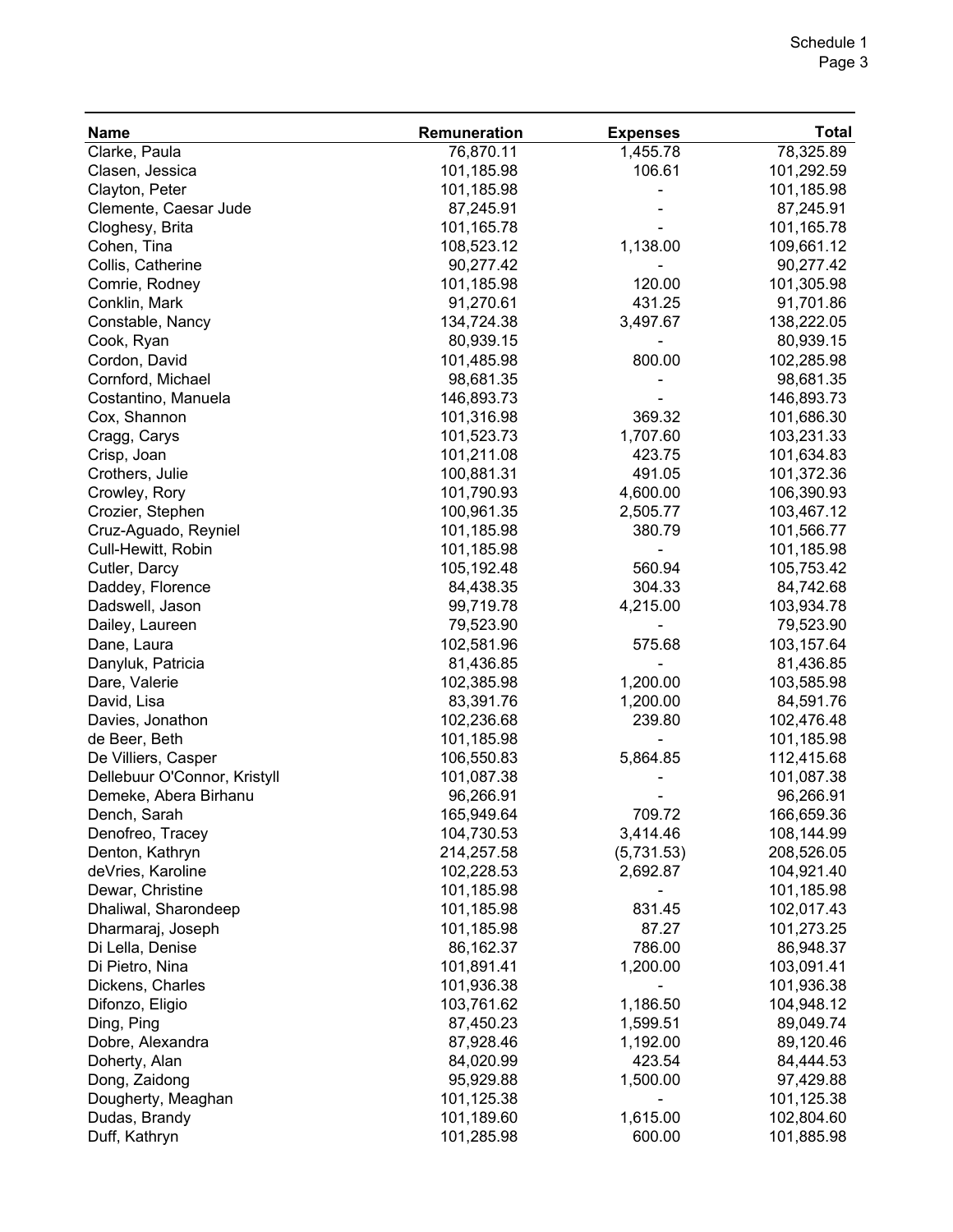| Name | Remuneration | Expenses | Total |
|---|---|---|---|
| Clarke, Paula | 76,870.11 | 1,455.78 | 78,325.89 |
| Clasen, Jessica | 101,185.98 | 106.61 | 101,292.59 |
| Clayton, Peter | 101,185.98 | - | 101,185.98 |
| Clemente, Caesar Jude | 87,245.91 | - | 87,245.91 |
| Cloghesy, Brita | 101,165.78 | - | 101,165.78 |
| Cohen, Tina | 108,523.12 | 1,138.00 | 109,661.12 |
| Collis, Catherine | 90,277.42 | - | 90,277.42 |
| Comrie, Rodney | 101,185.98 | 120.00 | 101,305.98 |
| Conklin, Mark | 91,270.61 | 431.25 | 91,701.86 |
| Constable, Nancy | 134,724.38 | 3,497.67 | 138,222.05 |
| Cook, Ryan | 80,939.15 | - | 80,939.15 |
| Cordon, David | 101,485.98 | 800.00 | 102,285.98 |
| Cornford, Michael | 98,681.35 | - | 98,681.35 |
| Costantino, Manuela | 146,893.73 | - | 146,893.73 |
| Cox, Shannon | 101,316.98 | 369.32 | 101,686.30 |
| Cragg, Carys | 101,523.73 | 1,707.60 | 103,231.33 |
| Crisp, Joan | 101,211.08 | 423.75 | 101,634.83 |
| Crothers, Julie | 100,881.31 | 491.05 | 101,372.36 |
| Crowley, Rory | 101,790.93 | 4,600.00 | 106,390.93 |
| Crozier, Stephen | 100,961.35 | 2,505.77 | 103,467.12 |
| Cruz-Aguado, Reyniel | 101,185.98 | 380.79 | 101,566.77 |
| Cull-Hewitt, Robin | 101,185.98 | - | 101,185.98 |
| Cutler, Darcy | 105,192.48 | 560.94 | 105,753.42 |
| Daddey, Florence | 84,438.35 | 304.33 | 84,742.68 |
| Dadswell, Jason | 99,719.78 | 4,215.00 | 103,934.78 |
| Dailey, Laureen | 79,523.90 | - | 79,523.90 |
| Dane, Laura | 102,581.96 | 575.68 | 103,157.64 |
| Danyluk, Patricia | 81,436.85 | - | 81,436.85 |
| Dare, Valerie | 102,385.98 | 1,200.00 | 103,585.98 |
| David, Lisa | 83,391.76 | 1,200.00 | 84,591.76 |
| Davies, Jonathon | 102,236.68 | 239.80 | 102,476.48 |
| de Beer, Beth | 101,185.98 | - | 101,185.98 |
| De Villiers, Casper | 106,550.83 | 5,864.85 | 112,415.68 |
| Dellebuur O'Connor, Kristyll | 101,087.38 | - | 101,087.38 |
| Demeke, Abera Birhanu | 96,266.91 | - | 96,266.91 |
| Dench, Sarah | 165,949.64 | 709.72 | 166,659.36 |
| Denofreo, Tracey | 104,730.53 | 3,414.46 | 108,144.99 |
| Denton, Kathryn | 214,257.58 | (5,731.53) | 208,526.05 |
| deVries, Karoline | 102,228.53 | 2,692.87 | 104,921.40 |
| Dewar, Christine | 101,185.98 | - | 101,185.98 |
| Dhaliwal, Sharondeep | 101,185.98 | 831.45 | 102,017.43 |
| Dharmaraj, Joseph | 101,185.98 | 87.27 | 101,273.25 |
| Di Lella, Denise | 86,162.37 | 786.00 | 86,948.37 |
| Di Pietro, Nina | 101,891.41 | 1,200.00 | 103,091.41 |
| Dickens, Charles | 101,936.38 | - | 101,936.38 |
| Difonzo, Eligio | 103,761.62 | 1,186.50 | 104,948.12 |
| Ding, Ping | 87,450.23 | 1,599.51 | 89,049.74 |
| Dobre, Alexandra | 87,928.46 | 1,192.00 | 89,120.46 |
| Doherty, Alan | 84,020.99 | 423.54 | 84,444.53 |
| Dong, Zaidong | 95,929.88 | 1,500.00 | 97,429.88 |
| Dougherty, Meaghan | 101,125.38 | - | 101,125.38 |
| Dudas, Brandy | 101,189.60 | 1,615.00 | 102,804.60 |
| Duff, Kathryn | 101,285.98 | 600.00 | 101,885.98 |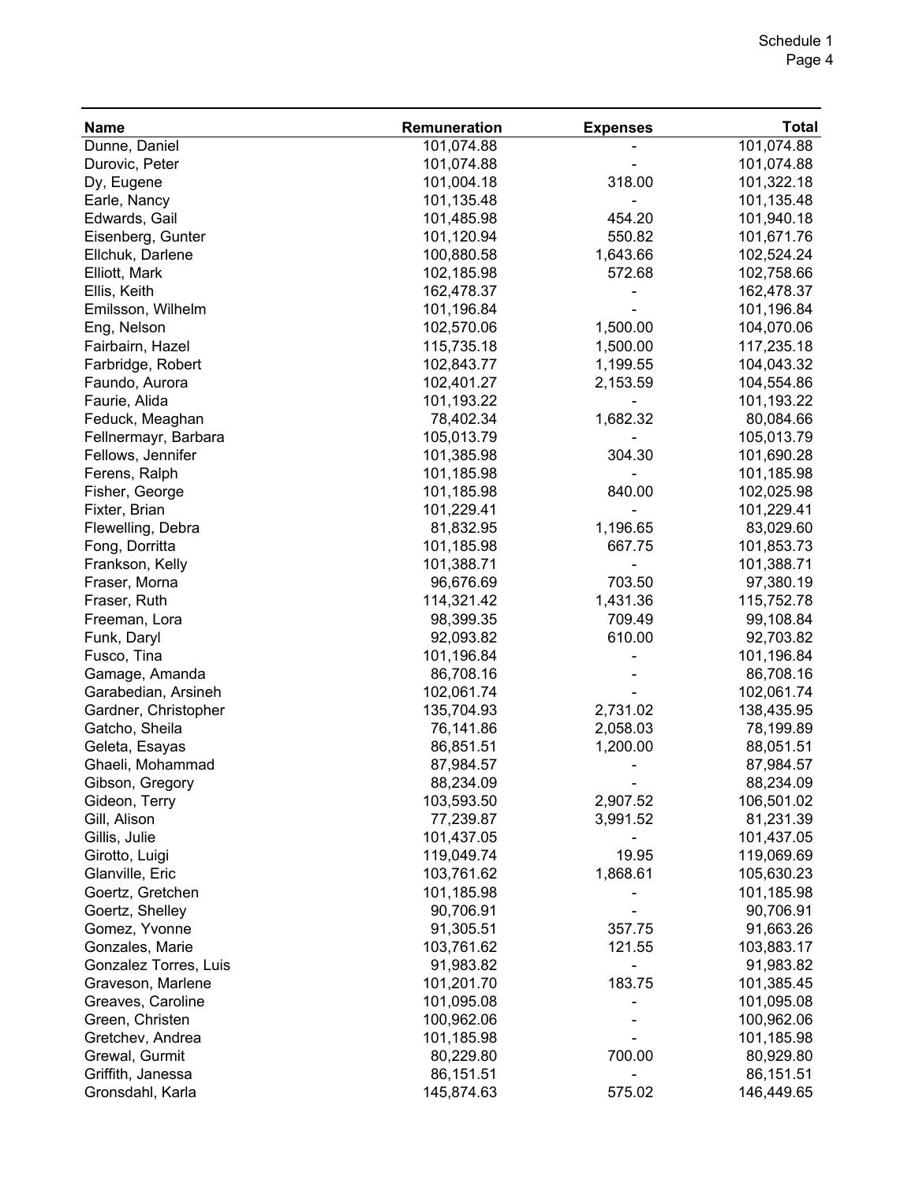| Name | Remuneration | Expenses | Total |
|---|---|---|---|
| Dunne, Daniel | 101,074.88 | - | 101,074.88 |
| Durovic, Peter | 101,074.88 | - | 101,074.88 |
| Dy, Eugene | 101,004.18 | 318.00 | 101,322.18 |
| Earle, Nancy | 101,135.48 | - | 101,135.48 |
| Edwards, Gail | 101,485.98 | 454.20 | 101,940.18 |
| Eisenberg, Gunter | 101,120.94 | 550.82 | 101,671.76 |
| Ellchuk, Darlene | 100,880.58 | 1,643.66 | 102,524.24 |
| Elliott, Mark | 102,185.98 | 572.68 | 102,758.66 |
| Ellis, Keith | 162,478.37 | - | 162,478.37 |
| Emilsson, Wilhelm | 101,196.84 | - | 101,196.84 |
| Eng, Nelson | 102,570.06 | 1,500.00 | 104,070.06 |
| Fairbairn, Hazel | 115,735.18 | 1,500.00 | 117,235.18 |
| Farbridge, Robert | 102,843.77 | 1,199.55 | 104,043.32 |
| Faundo, Aurora | 102,401.27 | 2,153.59 | 104,554.86 |
| Faurie, Alida | 101,193.22 | - | 101,193.22 |
| Feduck, Meaghan | 78,402.34 | 1,682.32 | 80,084.66 |
| Fellnermayr, Barbara | 105,013.79 | - | 105,013.79 |
| Fellows, Jennifer | 101,385.98 | 304.30 | 101,690.28 |
| Ferens, Ralph | 101,185.98 | - | 101,185.98 |
| Fisher, George | 101,185.98 | 840.00 | 102,025.98 |
| Fixter, Brian | 101,229.41 | - | 101,229.41 |
| Flewelling, Debra | 81,832.95 | 1,196.65 | 83,029.60 |
| Fong, Dorritta | 101,185.98 | 667.75 | 101,853.73 |
| Frankson, Kelly | 101,388.71 | - | 101,388.71 |
| Fraser, Morna | 96,676.69 | 703.50 | 97,380.19 |
| Fraser, Ruth | 114,321.42 | 1,431.36 | 115,752.78 |
| Freeman, Lora | 98,399.35 | 709.49 | 99,108.84 |
| Funk, Daryl | 92,093.82 | 610.00 | 92,703.82 |
| Fusco, Tina | 101,196.84 | - | 101,196.84 |
| Gamage, Amanda | 86,708.16 | - | 86,708.16 |
| Garabedian, Arsineh | 102,061.74 | - | 102,061.74 |
| Gardner, Christopher | 135,704.93 | 2,731.02 | 138,435.95 |
| Gatcho, Sheila | 76,141.86 | 2,058.03 | 78,199.89 |
| Geleta, Esayas | 86,851.51 | 1,200.00 | 88,051.51 |
| Ghaeli, Mohammad | 87,984.57 | - | 87,984.57 |
| Gibson, Gregory | 88,234.09 | - | 88,234.09 |
| Gideon, Terry | 103,593.50 | 2,907.52 | 106,501.02 |
| Gill, Alison | 77,239.87 | 3,991.52 | 81,231.39 |
| Gillis, Julie | 101,437.05 | - | 101,437.05 |
| Girotto, Luigi | 119,049.74 | 19.95 | 119,069.69 |
| Glanville, Eric | 103,761.62 | 1,868.61 | 105,630.23 |
| Goertz, Gretchen | 101,185.98 | - | 101,185.98 |
| Goertz, Shelley | 90,706.91 | - | 90,706.91 |
| Gomez, Yvonne | 91,305.51 | 357.75 | 91,663.26 |
| Gonzales, Marie | 103,761.62 | 121.55 | 103,883.17 |
| Gonzalez Torres, Luis | 91,983.82 | - | 91,983.82 |
| Graveson, Marlene | 101,201.70 | 183.75 | 101,385.45 |
| Greaves, Caroline | 101,095.08 | - | 101,095.08 |
| Green, Christen | 100,962.06 | - | 100,962.06 |
| Gretchev, Andrea | 101,185.98 | - | 101,185.98 |
| Grewal, Gurmit | 80,229.80 | 700.00 | 80,929.80 |
| Griffith, Janessa | 86,151.51 | - | 86,151.51 |
| Gronsdahl, Karla | 145,874.63 | 575.02 | 146,449.65 |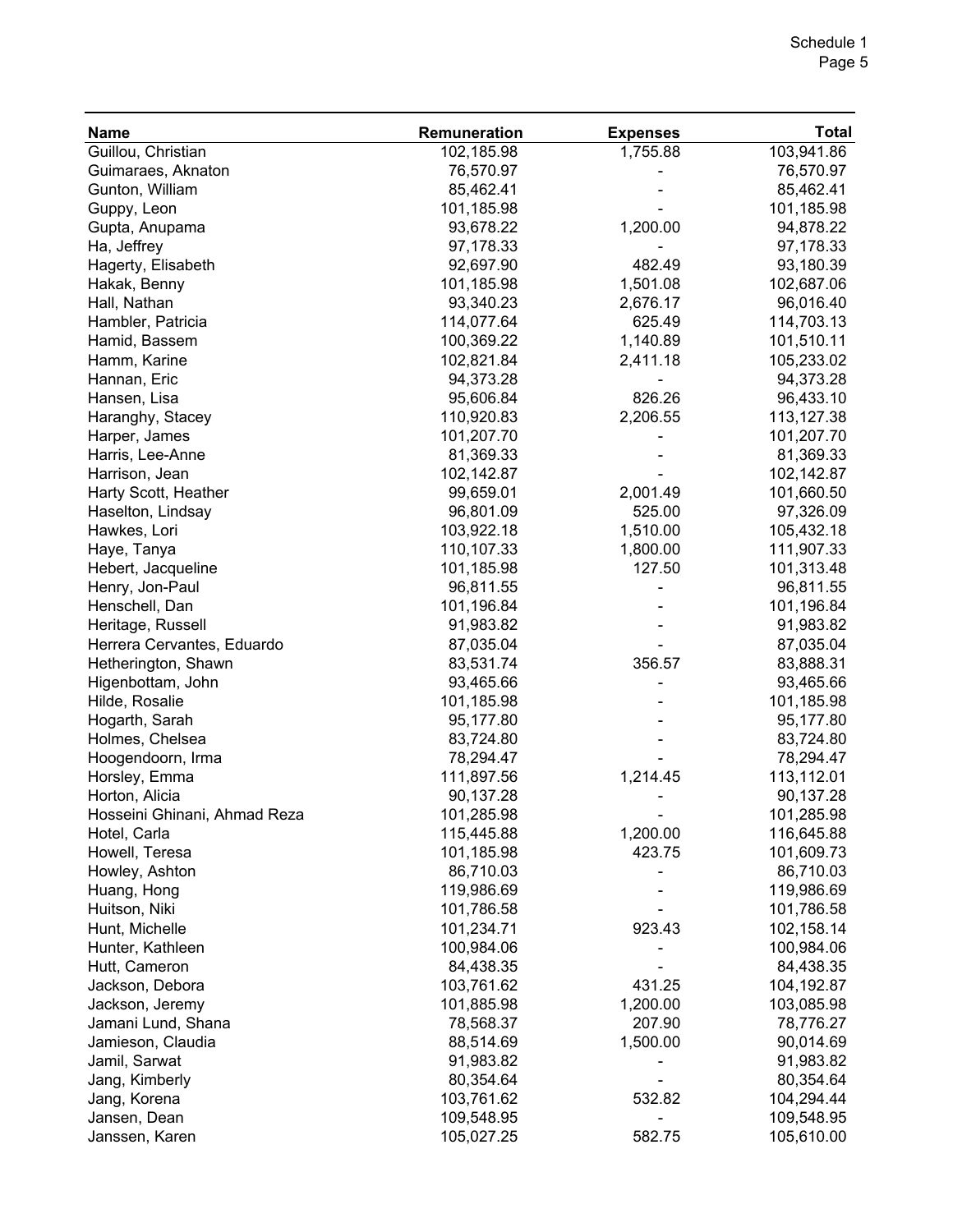| Name | Remuneration | Expenses | Total |
|---|---|---|---|
| Guillou, Christian | 102,185.98 | 1,755.88 | 103,941.86 |
| Guimaraes, Aknaton | 76,570.97 | - | 76,570.97 |
| Gunton, William | 85,462.41 | - | 85,462.41 |
| Guppy, Leon | 101,185.98 | - | 101,185.98 |
| Gupta, Anupama | 93,678.22 | 1,200.00 | 94,878.22 |
| Ha, Jeffrey | 97,178.33 | - | 97,178.33 |
| Hagerty, Elisabeth | 92,697.90 | 482.49 | 93,180.39 |
| Hakak, Benny | 101,185.98 | 1,501.08 | 102,687.06 |
| Hall, Nathan | 93,340.23 | 2,676.17 | 96,016.40 |
| Hambler, Patricia | 114,077.64 | 625.49 | 114,703.13 |
| Hamid, Bassem | 100,369.22 | 1,140.89 | 101,510.11 |
| Hamm, Karine | 102,821.84 | 2,411.18 | 105,233.02 |
| Hannan, Eric | 94,373.28 | - | 94,373.28 |
| Hansen, Lisa | 95,606.84 | 826.26 | 96,433.10 |
| Haranghy, Stacey | 110,920.83 | 2,206.55 | 113,127.38 |
| Harper, James | 101,207.70 | - | 101,207.70 |
| Harris, Lee-Anne | 81,369.33 | - | 81,369.33 |
| Harrison, Jean | 102,142.87 | - | 102,142.87 |
| Harty Scott, Heather | 99,659.01 | 2,001.49 | 101,660.50 |
| Haselton, Lindsay | 96,801.09 | 525.00 | 97,326.09 |
| Hawkes, Lori | 103,922.18 | 1,510.00 | 105,432.18 |
| Haye, Tanya | 110,107.33 | 1,800.00 | 111,907.33 |
| Hebert, Jacqueline | 101,185.98 | 127.50 | 101,313.48 |
| Henry, Jon-Paul | 96,811.55 | - | 96,811.55 |
| Henschell, Dan | 101,196.84 | - | 101,196.84 |
| Heritage, Russell | 91,983.82 | - | 91,983.82 |
| Herrera Cervantes, Eduardo | 87,035.04 | - | 87,035.04 |
| Hetherington, Shawn | 83,531.74 | 356.57 | 83,888.31 |
| Higenbottam, John | 93,465.66 | - | 93,465.66 |
| Hilde, Rosalie | 101,185.98 | - | 101,185.98 |
| Hogarth, Sarah | 95,177.80 | - | 95,177.80 |
| Holmes, Chelsea | 83,724.80 | - | 83,724.80 |
| Hoogendoorn, Irma | 78,294.47 | - | 78,294.47 |
| Horsley, Emma | 111,897.56 | 1,214.45 | 113,112.01 |
| Horton, Alicia | 90,137.28 | - | 90,137.28 |
| Hosseini Ghinani, Ahmad Reza | 101,285.98 | - | 101,285.98 |
| Hotel, Carla | 115,445.88 | 1,200.00 | 116,645.88 |
| Howell, Teresa | 101,185.98 | 423.75 | 101,609.73 |
| Howley, Ashton | 86,710.03 | - | 86,710.03 |
| Huang, Hong | 119,986.69 | - | 119,986.69 |
| Huitson, Niki | 101,786.58 | - | 101,786.58 |
| Hunt, Michelle | 101,234.71 | 923.43 | 102,158.14 |
| Hunter, Kathleen | 100,984.06 | - | 100,984.06 |
| Hutt, Cameron | 84,438.35 | - | 84,438.35 |
| Jackson, Debora | 103,761.62 | 431.25 | 104,192.87 |
| Jackson, Jeremy | 101,885.98 | 1,200.00 | 103,085.98 |
| Jamani Lund, Shana | 78,568.37 | 207.90 | 78,776.27 |
| Jamieson, Claudia | 88,514.69 | 1,500.00 | 90,014.69 |
| Jamil, Sarwat | 91,983.82 | - | 91,983.82 |
| Jang, Kimberly | 80,354.64 | - | 80,354.64 |
| Jang, Korena | 103,761.62 | 532.82 | 104,294.44 |
| Jansen, Dean | 109,548.95 | - | 109,548.95 |
| Janssen, Karen | 105,027.25 | 582.75 | 105,610.00 |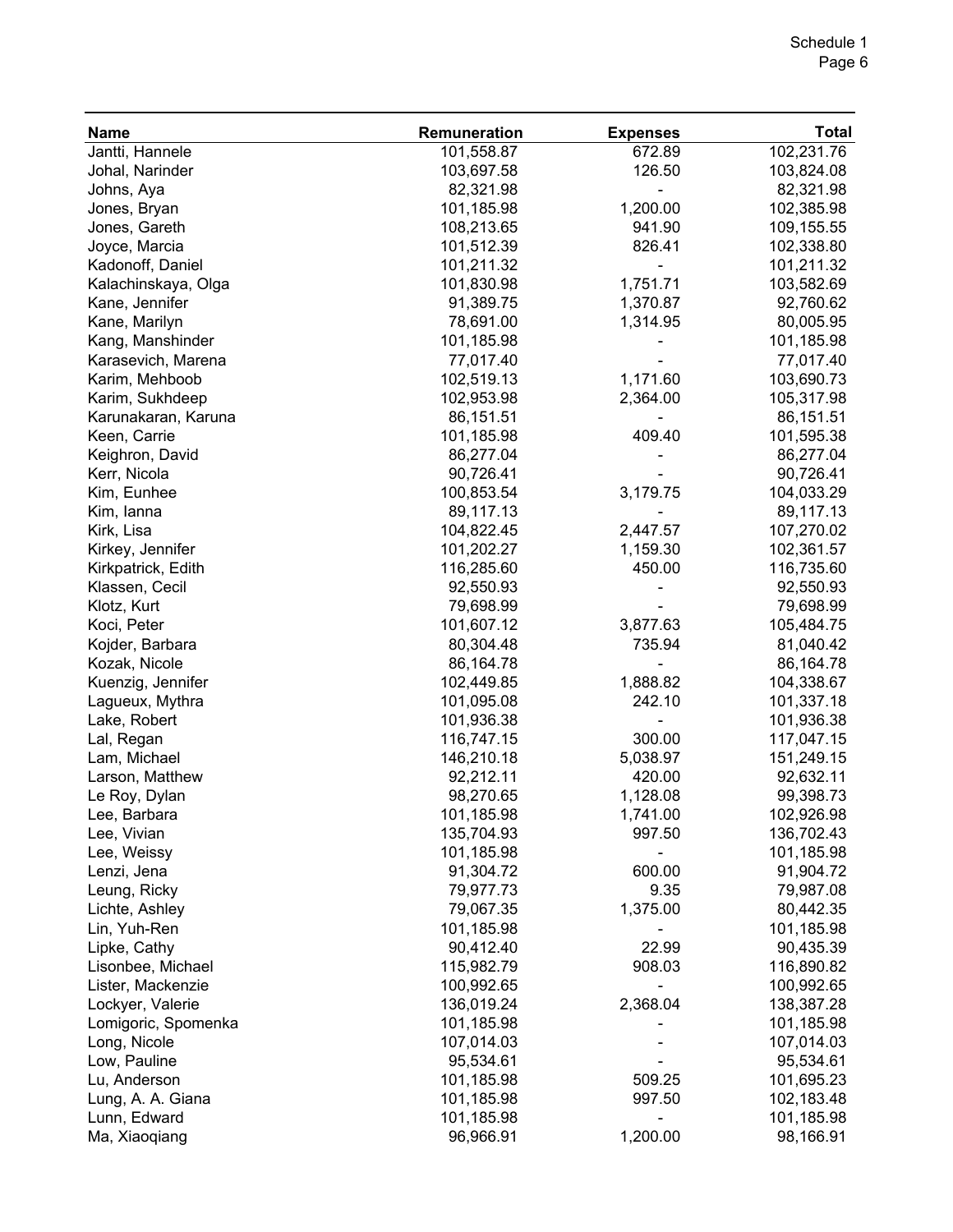| Name | Remuneration | Expenses | Total |
|---|---|---|---|
| Jantti, Hannele | 101,558.87 | 672.89 | 102,231.76 |
| Johal, Narinder | 103,697.58 | 126.50 | 103,824.08 |
| Johns, Aya | 82,321.98 | - | 82,321.98 |
| Jones, Bryan | 101,185.98 | 1,200.00 | 102,385.98 |
| Jones, Gareth | 108,213.65 | 941.90 | 109,155.55 |
| Joyce, Marcia | 101,512.39 | 826.41 | 102,338.80 |
| Kadonoff, Daniel | 101,211.32 | - | 101,211.32 |
| Kalachinskaya, Olga | 101,830.98 | 1,751.71 | 103,582.69 |
| Kane, Jennifer | 91,389.75 | 1,370.87 | 92,760.62 |
| Kane, Marilyn | 78,691.00 | 1,314.95 | 80,005.95 |
| Kang, Manshinder | 101,185.98 | - | 101,185.98 |
| Karasevich, Marena | 77,017.40 | - | 77,017.40 |
| Karim, Mehboob | 102,519.13 | 1,171.60 | 103,690.73 |
| Karim, Sukhdeep | 102,953.98 | 2,364.00 | 105,317.98 |
| Karunakaran, Karuna | 86,151.51 | - | 86,151.51 |
| Keen, Carrie | 101,185.98 | 409.40 | 101,595.38 |
| Keighron, David | 86,277.04 | - | 86,277.04 |
| Kerr, Nicola | 90,726.41 | - | 90,726.41 |
| Kim, Eunhee | 100,853.54 | 3,179.75 | 104,033.29 |
| Kim, Ianna | 89,117.13 | - | 89,117.13 |
| Kirk, Lisa | 104,822.45 | 2,447.57 | 107,270.02 |
| Kirkey, Jennifer | 101,202.27 | 1,159.30 | 102,361.57 |
| Kirkpatrick, Edith | 116,285.60 | 450.00 | 116,735.60 |
| Klassen, Cecil | 92,550.93 | - | 92,550.93 |
| Klotz, Kurt | 79,698.99 | - | 79,698.99 |
| Koci, Peter | 101,607.12 | 3,877.63 | 105,484.75 |
| Kojder, Barbara | 80,304.48 | 735.94 | 81,040.42 |
| Kozak, Nicole | 86,164.78 | - | 86,164.78 |
| Kuenzig, Jennifer | 102,449.85 | 1,888.82 | 104,338.67 |
| Lagueux, Mythra | 101,095.08 | 242.10 | 101,337.18 |
| Lake, Robert | 101,936.38 | - | 101,936.38 |
| Lal, Regan | 116,747.15 | 300.00 | 117,047.15 |
| Lam, Michael | 146,210.18 | 5,038.97 | 151,249.15 |
| Larson, Matthew | 92,212.11 | 420.00 | 92,632.11 |
| Le Roy, Dylan | 98,270.65 | 1,128.08 | 99,398.73 |
| Lee, Barbara | 101,185.98 | 1,741.00 | 102,926.98 |
| Lee, Vivian | 135,704.93 | 997.50 | 136,702.43 |
| Lee, Weissy | 101,185.98 | - | 101,185.98 |
| Lenzi, Jena | 91,304.72 | 600.00 | 91,904.72 |
| Leung, Ricky | 79,977.73 | 9.35 | 79,987.08 |
| Lichte, Ashley | 79,067.35 | 1,375.00 | 80,442.35 |
| Lin, Yuh-Ren | 101,185.98 | - | 101,185.98 |
| Lipke, Cathy | 90,412.40 | 22.99 | 90,435.39 |
| Lisonbee, Michael | 115,982.79 | 908.03 | 116,890.82 |
| Lister, Mackenzie | 100,992.65 | - | 100,992.65 |
| Lockyer, Valerie | 136,019.24 | 2,368.04 | 138,387.28 |
| Lomigoric, Spomenka | 101,185.98 | - | 101,185.98 |
| Long, Nicole | 107,014.03 | - | 107,014.03 |
| Low, Pauline | 95,534.61 | - | 95,534.61 |
| Lu, Anderson | 101,185.98 | 509.25 | 101,695.23 |
| Lung, A. A. Giana | 101,185.98 | 997.50 | 102,183.48 |
| Lunn, Edward | 101,185.98 | - | 101,185.98 |
| Ma, Xiaoqiang | 96,966.91 | 1,200.00 | 98,166.91 |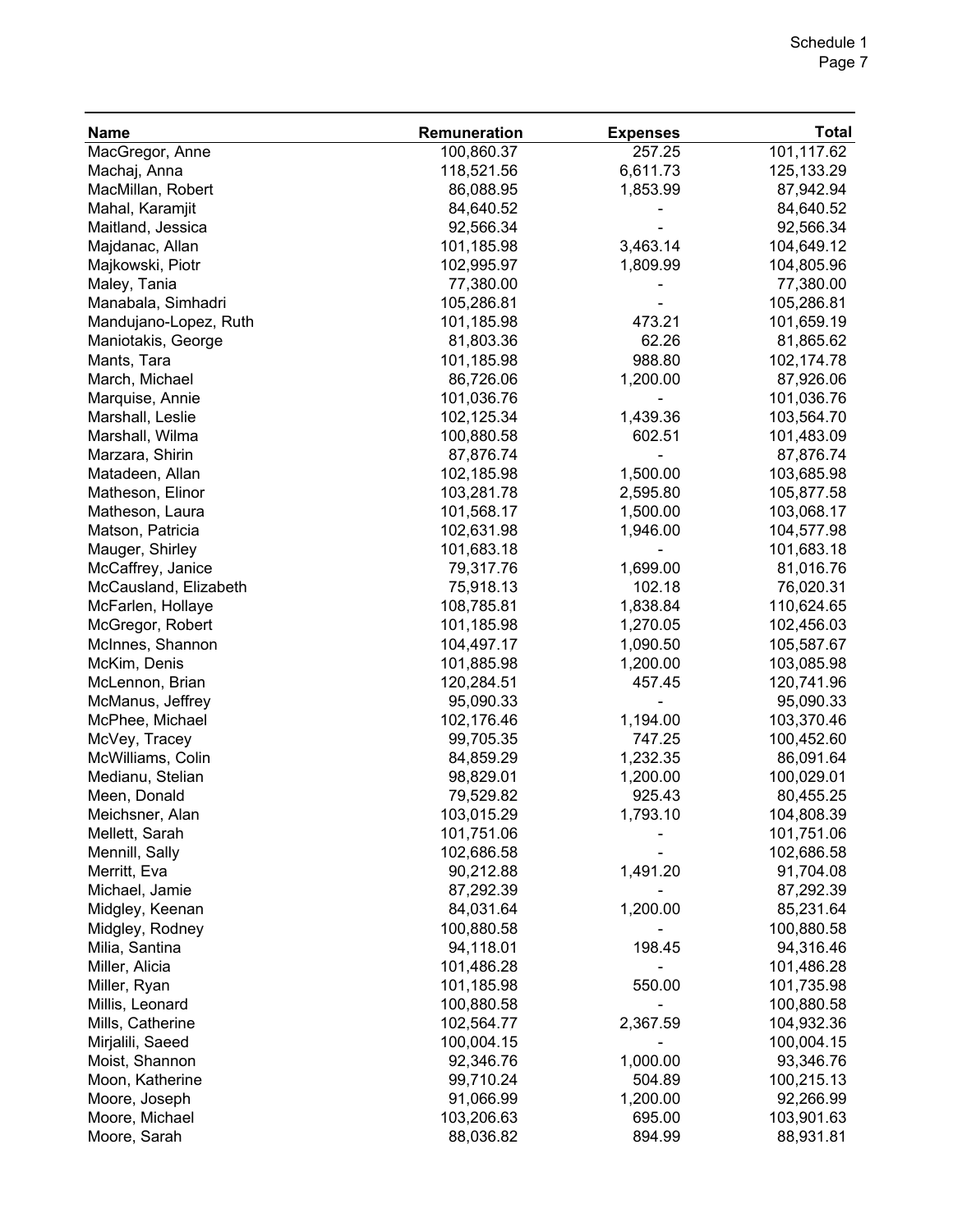| Name | Remuneration | Expenses | Total |
|---|---|---|---|
| MacGregor, Anne | 100,860.37 | 257.25 | 101,117.62 |
| Machaj, Anna | 118,521.56 | 6,611.73 | 125,133.29 |
| MacMillan, Robert | 86,088.95 | 1,853.99 | 87,942.94 |
| Mahal, Karamjit | 84,640.52 | - | 84,640.52 |
| Maitland, Jessica | 92,566.34 | - | 92,566.34 |
| Majdanac, Allan | 101,185.98 | 3,463.14 | 104,649.12 |
| Majkowski, Piotr | 102,995.97 | 1,809.99 | 104,805.96 |
| Maley, Tania | 77,380.00 | - | 77,380.00 |
| Manabala, Simhadri | 105,286.81 | - | 105,286.81 |
| Mandujano-Lopez, Ruth | 101,185.98 | 473.21 | 101,659.19 |
| Maniotakis, George | 81,803.36 | 62.26 | 81,865.62 |
| Mants, Tara | 101,185.98 | 988.80 | 102,174.78 |
| March, Michael | 86,726.06 | 1,200.00 | 87,926.06 |
| Marquise, Annie | 101,036.76 | - | 101,036.76 |
| Marshall, Leslie | 102,125.34 | 1,439.36 | 103,564.70 |
| Marshall, Wilma | 100,880.58 | 602.51 | 101,483.09 |
| Marzara, Shirin | 87,876.74 | - | 87,876.74 |
| Matadeen, Allan | 102,185.98 | 1,500.00 | 103,685.98 |
| Matheson, Elinor | 103,281.78 | 2,595.80 | 105,877.58 |
| Matheson, Laura | 101,568.17 | 1,500.00 | 103,068.17 |
| Matson, Patricia | 102,631.98 | 1,946.00 | 104,577.98 |
| Mauger, Shirley | 101,683.18 | - | 101,683.18 |
| McCaffrey, Janice | 79,317.76 | 1,699.00 | 81,016.76 |
| McCausland, Elizabeth | 75,918.13 | 102.18 | 76,020.31 |
| McFarlen, Hollaye | 108,785.81 | 1,838.84 | 110,624.65 |
| McGregor, Robert | 101,185.98 | 1,270.05 | 102,456.03 |
| McInnes, Shannon | 104,497.17 | 1,090.50 | 105,587.67 |
| McKim, Denis | 101,885.98 | 1,200.00 | 103,085.98 |
| McLennon, Brian | 120,284.51 | 457.45 | 120,741.96 |
| McManus, Jeffrey | 95,090.33 | - | 95,090.33 |
| McPhee, Michael | 102,176.46 | 1,194.00 | 103,370.46 |
| McVey, Tracey | 99,705.35 | 747.25 | 100,452.60 |
| McWilliams, Colin | 84,859.29 | 1,232.35 | 86,091.64 |
| Medianu, Stelian | 98,829.01 | 1,200.00 | 100,029.01 |
| Meen, Donald | 79,529.82 | 925.43 | 80,455.25 |
| Meichsner, Alan | 103,015.29 | 1,793.10 | 104,808.39 |
| Mellett, Sarah | 101,751.06 | - | 101,751.06 |
| Mennill, Sally | 102,686.58 | - | 102,686.58 |
| Merritt, Eva | 90,212.88 | 1,491.20 | 91,704.08 |
| Michael, Jamie | 87,292.39 | - | 87,292.39 |
| Midgley, Keenan | 84,031.64 | 1,200.00 | 85,231.64 |
| Midgley, Rodney | 100,880.58 | - | 100,880.58 |
| Milia, Santina | 94,118.01 | 198.45 | 94,316.46 |
| Miller, Alicia | 101,486.28 | - | 101,486.28 |
| Miller, Ryan | 101,185.98 | 550.00 | 101,735.98 |
| Millis, Leonard | 100,880.58 | - | 100,880.58 |
| Mills, Catherine | 102,564.77 | 2,367.59 | 104,932.36 |
| Mirjalili, Saeed | 100,004.15 | - | 100,004.15 |
| Moist, Shannon | 92,346.76 | 1,000.00 | 93,346.76 |
| Moon, Katherine | 99,710.24 | 504.89 | 100,215.13 |
| Moore, Joseph | 91,066.99 | 1,200.00 | 92,266.99 |
| Moore, Michael | 103,206.63 | 695.00 | 103,901.63 |
| Moore, Sarah | 88,036.82 | 894.99 | 88,931.81 |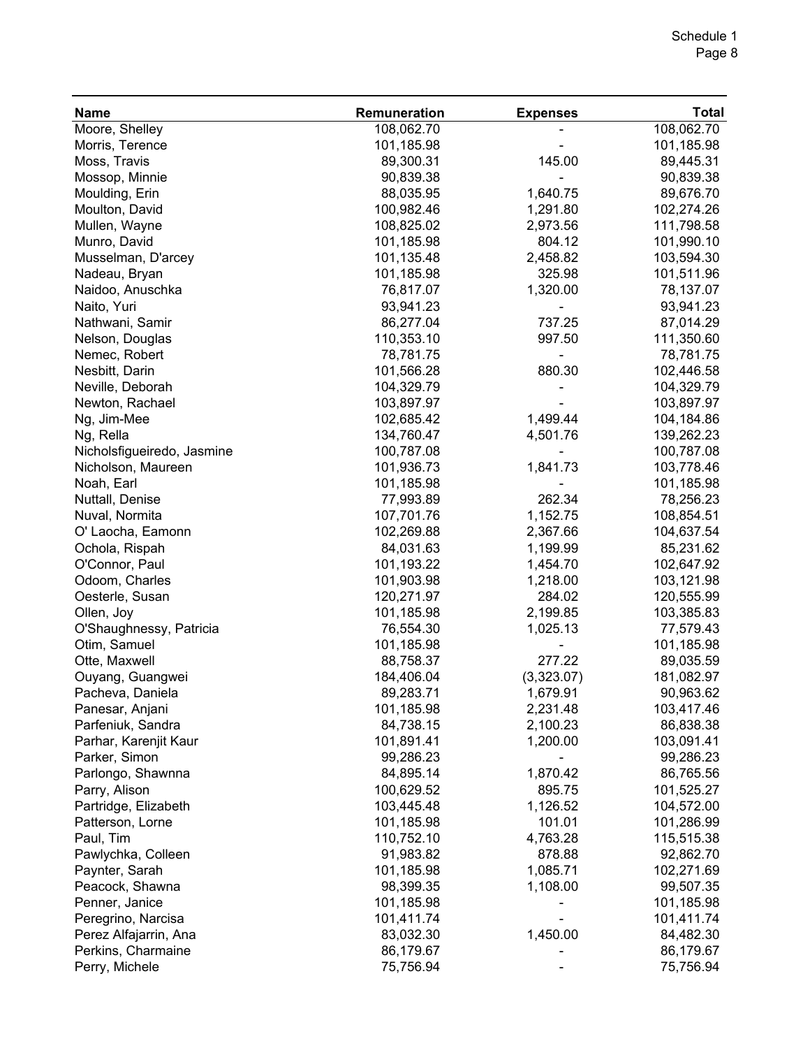| Name | Remuneration | Expenses | Total |
|---|---|---|---|
| Moore, Shelley | 108,062.70 | - | 108,062.70 |
| Morris, Terence | 101,185.98 | - | 101,185.98 |
| Moss, Travis | 89,300.31 | 145.00 | 89,445.31 |
| Mossop, Minnie | 90,839.38 | - | 90,839.38 |
| Moulding, Erin | 88,035.95 | 1,640.75 | 89,676.70 |
| Moulton, David | 100,982.46 | 1,291.80 | 102,274.26 |
| Mullen, Wayne | 108,825.02 | 2,973.56 | 111,798.58 |
| Munro, David | 101,185.98 | 804.12 | 101,990.10 |
| Musselman, D'arcey | 101,135.48 | 2,458.82 | 103,594.30 |
| Nadeau, Bryan | 101,185.98 | 325.98 | 101,511.96 |
| Naidoo, Anuschka | 76,817.07 | 1,320.00 | 78,137.07 |
| Naito, Yuri | 93,941.23 | - | 93,941.23 |
| Nathwani, Samir | 86,277.04 | 737.25 | 87,014.29 |
| Nelson, Douglas | 110,353.10 | 997.50 | 111,350.60 |
| Nemec, Robert | 78,781.75 | - | 78,781.75 |
| Nesbitt, Darin | 101,566.28 | 880.30 | 102,446.58 |
| Neville, Deborah | 104,329.79 | - | 104,329.79 |
| Newton, Rachael | 103,897.97 | - | 103,897.97 |
| Ng, Jim-Mee | 102,685.42 | 1,499.44 | 104,184.86 |
| Ng, Rella | 134,760.47 | 4,501.76 | 139,262.23 |
| Nicholsfigueiredo, Jasmine | 100,787.08 | - | 100,787.08 |
| Nicholson, Maureen | 101,936.73 | 1,841.73 | 103,778.46 |
| Noah, Earl | 101,185.98 | - | 101,185.98 |
| Nuttall, Denise | 77,993.89 | 262.34 | 78,256.23 |
| Nuval, Normita | 107,701.76 | 1,152.75 | 108,854.51 |
| O' Laocha, Eamonn | 102,269.88 | 2,367.66 | 104,637.54 |
| Ochola, Rispah | 84,031.63 | 1,199.99 | 85,231.62 |
| O'Connor, Paul | 101,193.22 | 1,454.70 | 102,647.92 |
| Odoom, Charles | 101,903.98 | 1,218.00 | 103,121.98 |
| Oesterle, Susan | 120,271.97 | 284.02 | 120,555.99 |
| Ollen, Joy | 101,185.98 | 2,199.85 | 103,385.83 |
| O'Shaughnessy, Patricia | 76,554.30 | 1,025.13 | 77,579.43 |
| Otim, Samuel | 101,185.98 | - | 101,185.98 |
| Otte, Maxwell | 88,758.37 | 277.22 | 89,035.59 |
| Ouyang, Guangwei | 184,406.04 | (3,323.07) | 181,082.97 |
| Pacheva, Daniela | 89,283.71 | 1,679.91 | 90,963.62 |
| Panesar, Anjani | 101,185.98 | 2,231.48 | 103,417.46 |
| Parfeniuk, Sandra | 84,738.15 | 2,100.23 | 86,838.38 |
| Parhar, Karenjit Kaur | 101,891.41 | 1,200.00 | 103,091.41 |
| Parker, Simon | 99,286.23 | - | 99,286.23 |
| Parlongo, Shawnna | 84,895.14 | 1,870.42 | 86,765.56 |
| Parry, Alison | 100,629.52 | 895.75 | 101,525.27 |
| Partridge, Elizabeth | 103,445.48 | 1,126.52 | 104,572.00 |
| Patterson, Lorne | 101,185.98 | 101.01 | 101,286.99 |
| Paul, Tim | 110,752.10 | 4,763.28 | 115,515.38 |
| Pawlychka, Colleen | 91,983.82 | 878.88 | 92,862.70 |
| Paynter, Sarah | 101,185.98 | 1,085.71 | 102,271.69 |
| Peacock, Shawna | 98,399.35 | 1,108.00 | 99,507.35 |
| Penner, Janice | 101,185.98 | - | 101,185.98 |
| Peregrino, Narcisa | 101,411.74 | - | 101,411.74 |
| Perez Alfajarrin, Ana | 83,032.30 | 1,450.00 | 84,482.30 |
| Perkins, Charmaine | 86,179.67 | - | 86,179.67 |
| Perry, Michele | 75,756.94 | - | 75,756.94 |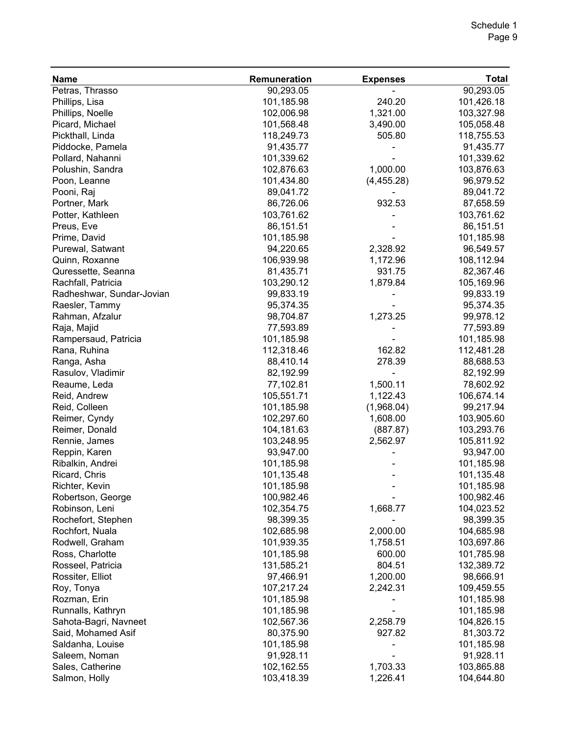| Name | Remuneration | Expenses | Total |
|---|---|---|---|
| Petras, Thrasso | 90,293.05 | - | 90,293.05 |
| Phillips, Lisa | 101,185.98 | 240.20 | 101,426.18 |
| Phillips, Noelle | 102,006.98 | 1,321.00 | 103,327.98 |
| Picard, Michael | 101,568.48 | 3,490.00 | 105,058.48 |
| Pickthall, Linda | 118,249.73 | 505.80 | 118,755.53 |
| Piddocke, Pamela | 91,435.77 | - | 91,435.77 |
| Pollard, Nahanni | 101,339.62 | - | 101,339.62 |
| Polushin, Sandra | 102,876.63 | 1,000.00 | 103,876.63 |
| Poon, Leanne | 101,434.80 | (4,455.28) | 96,979.52 |
| Pooni, Raj | 89,041.72 | - | 89,041.72 |
| Portner, Mark | 86,726.06 | 932.53 | 87,658.59 |
| Potter, Kathleen | 103,761.62 | - | 103,761.62 |
| Preus, Eve | 86,151.51 | - | 86,151.51 |
| Prime, David | 101,185.98 | - | 101,185.98 |
| Purewal, Satwant | 94,220.65 | 2,328.92 | 96,549.57 |
| Quinn, Roxanne | 106,939.98 | 1,172.96 | 108,112.94 |
| Quressette, Seanna | 81,435.71 | 931.75 | 82,367.46 |
| Rachfall, Patricia | 103,290.12 | 1,879.84 | 105,169.96 |
| Radheshwar, Sundar-Jovian | 99,833.19 | - | 99,833.19 |
| Raesler, Tammy | 95,374.35 | - | 95,374.35 |
| Rahman, Afzalur | 98,704.87 | 1,273.25 | 99,978.12 |
| Raja, Majid | 77,593.89 | - | 77,593.89 |
| Rampersaud, Patricia | 101,185.98 | - | 101,185.98 |
| Rana, Ruhina | 112,318.46 | 162.82 | 112,481.28 |
| Ranga, Asha | 88,410.14 | 278.39 | 88,688.53 |
| Rasulov, Vladimir | 82,192.99 | - | 82,192.99 |
| Reaume, Leda | 77,102.81 | 1,500.11 | 78,602.92 |
| Reid, Andrew | 105,551.71 | 1,122.43 | 106,674.14 |
| Reid, Colleen | 101,185.98 | (1,968.04) | 99,217.94 |
| Reimer, Cyndy | 102,297.60 | 1,608.00 | 103,905.60 |
| Reimer, Donald | 104,181.63 | (887.87) | 103,293.76 |
| Rennie, James | 103,248.95 | 2,562.97 | 105,811.92 |
| Reppin, Karen | 93,947.00 | - | 93,947.00 |
| Ribalkin, Andrei | 101,185.98 | - | 101,185.98 |
| Ricard, Chris | 101,135.48 | - | 101,135.48 |
| Richter, Kevin | 101,185.98 | - | 101,185.98 |
| Robertson, George | 100,982.46 | - | 100,982.46 |
| Robinson, Leni | 102,354.75 | 1,668.77 | 104,023.52 |
| Rochefort, Stephen | 98,399.35 | - | 98,399.35 |
| Rochfort, Nuala | 102,685.98 | 2,000.00 | 104,685.98 |
| Rodwell, Graham | 101,939.35 | 1,758.51 | 103,697.86 |
| Ross, Charlotte | 101,185.98 | 600.00 | 101,785.98 |
| Rosseel, Patricia | 131,585.21 | 804.51 | 132,389.72 |
| Rossiter, Elliot | 97,466.91 | 1,200.00 | 98,666.91 |
| Roy, Tonya | 107,217.24 | 2,242.31 | 109,459.55 |
| Rozman, Erin | 101,185.98 | - | 101,185.98 |
| Runnalls, Kathryn | 101,185.98 | - | 101,185.98 |
| Sahota-Bagri, Navneet | 102,567.36 | 2,258.79 | 104,826.15 |
| Said, Mohamed Asif | 80,375.90 | 927.82 | 81,303.72 |
| Saldanha, Louise | 101,185.98 | - | 101,185.98 |
| Saleem, Noman | 91,928.11 | - | 91,928.11 |
| Sales, Catherine | 102,162.55 | 1,703.33 | 103,865.88 |
| Salmon, Holly | 103,418.39 | 1,226.41 | 104,644.80 |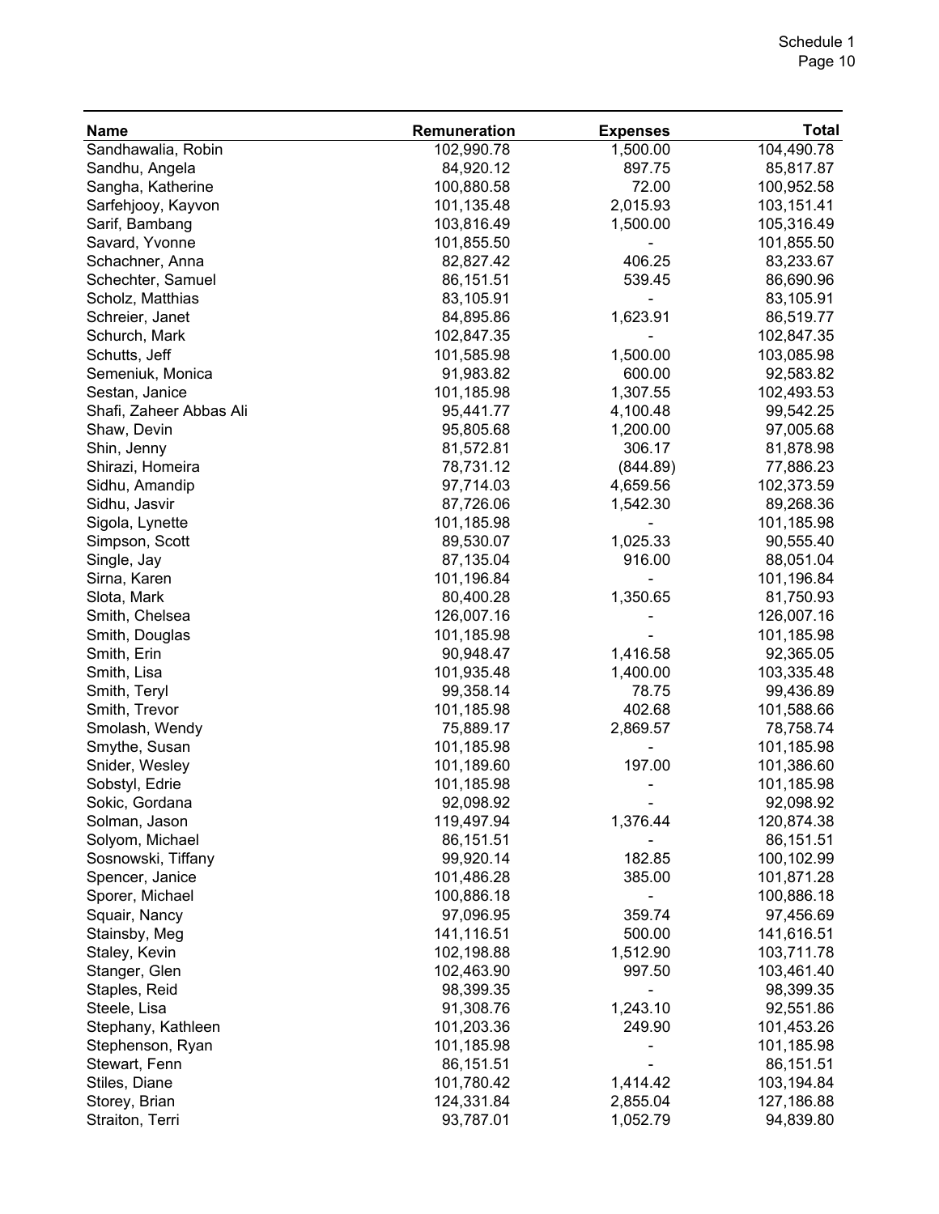| Name | Remuneration | Expenses | Total |
|---|---|---|---|
| Sandhawalia, Robin | 102,990.78 | 1,500.00 | 104,490.78 |
| Sandhu, Angela | 84,920.12 | 897.75 | 85,817.87 |
| Sangha, Katherine | 100,880.58 | 72.00 | 100,952.58 |
| Sarfehjooy, Kayvon | 101,135.48 | 2,015.93 | 103,151.41 |
| Sarif, Bambang | 103,816.49 | 1,500.00 | 105,316.49 |
| Savard, Yvonne | 101,855.50 | - | 101,855.50 |
| Schachner, Anna | 82,827.42 | 406.25 | 83,233.67 |
| Schechter, Samuel | 86,151.51 | 539.45 | 86,690.96 |
| Scholz, Matthias | 83,105.91 | - | 83,105.91 |
| Schreier, Janet | 84,895.86 | 1,623.91 | 86,519.77 |
| Schurch, Mark | 102,847.35 | - | 102,847.35 |
| Schutts, Jeff | 101,585.98 | 1,500.00 | 103,085.98 |
| Semeniuk, Monica | 91,983.82 | 600.00 | 92,583.82 |
| Sestan, Janice | 101,185.98 | 1,307.55 | 102,493.53 |
| Shafi, Zaheer Abbas Ali | 95,441.77 | 4,100.48 | 99,542.25 |
| Shaw, Devin | 95,805.68 | 1,200.00 | 97,005.68 |
| Shin, Jenny | 81,572.81 | 306.17 | 81,878.98 |
| Shirazi, Homeira | 78,731.12 | (844.89) | 77,886.23 |
| Sidhu, Amandip | 97,714.03 | 4,659.56 | 102,373.59 |
| Sidhu, Jasvir | 87,726.06 | 1,542.30 | 89,268.36 |
| Sigola, Lynette | 101,185.98 | - | 101,185.98 |
| Simpson, Scott | 89,530.07 | 1,025.33 | 90,555.40 |
| Single, Jay | 87,135.04 | 916.00 | 88,051.04 |
| Sirna, Karen | 101,196.84 | - | 101,196.84 |
| Slota, Mark | 80,400.28 | 1,350.65 | 81,750.93 |
| Smith, Chelsea | 126,007.16 | - | 126,007.16 |
| Smith, Douglas | 101,185.98 | - | 101,185.98 |
| Smith, Erin | 90,948.47 | 1,416.58 | 92,365.05 |
| Smith, Lisa | 101,935.48 | 1,400.00 | 103,335.48 |
| Smith, Teryl | 99,358.14 | 78.75 | 99,436.89 |
| Smith, Trevor | 101,185.98 | 402.68 | 101,588.66 |
| Smolash, Wendy | 75,889.17 | 2,869.57 | 78,758.74 |
| Smythe, Susan | 101,185.98 | - | 101,185.98 |
| Snider, Wesley | 101,189.60 | 197.00 | 101,386.60 |
| Sobstyl, Edrie | 101,185.98 | - | 101,185.98 |
| Sokic, Gordana | 92,098.92 | - | 92,098.92 |
| Solman, Jason | 119,497.94 | 1,376.44 | 120,874.38 |
| Solyom, Michael | 86,151.51 | - | 86,151.51 |
| Sosnowski, Tiffany | 99,920.14 | 182.85 | 100,102.99 |
| Spencer, Janice | 101,486.28 | 385.00 | 101,871.28 |
| Sporer, Michael | 100,886.18 | - | 100,886.18 |
| Squair, Nancy | 97,096.95 | 359.74 | 97,456.69 |
| Stainsby, Meg | 141,116.51 | 500.00 | 141,616.51 |
| Staley, Kevin | 102,198.88 | 1,512.90 | 103,711.78 |
| Stanger, Glen | 102,463.90 | 997.50 | 103,461.40 |
| Staples, Reid | 98,399.35 | - | 98,399.35 |
| Steele, Lisa | 91,308.76 | 1,243.10 | 92,551.86 |
| Stephany, Kathleen | 101,203.36 | 249.90 | 101,453.26 |
| Stephenson, Ryan | 101,185.98 | - | 101,185.98 |
| Stewart, Fenn | 86,151.51 | - | 86,151.51 |
| Stiles, Diane | 101,780.42 | 1,414.42 | 103,194.84 |
| Storey, Brian | 124,331.84 | 2,855.04 | 127,186.88 |
| Straiton, Terri | 93,787.01 | 1,052.79 | 94,839.80 |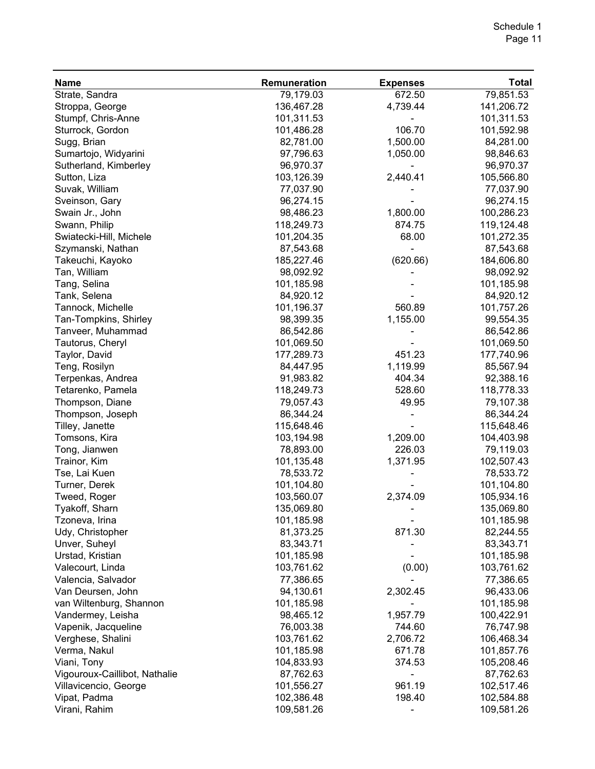| Name | Remuneration | Expenses | Total |
|---|---|---|---|
| Strate, Sandra | 79,179.03 | 672.50 | 79,851.53 |
| Stroppa, George | 136,467.28 | 4,739.44 | 141,206.72 |
| Stumpf, Chris-Anne | 101,311.53 | - | 101,311.53 |
| Sturrock, Gordon | 101,486.28 | 106.70 | 101,592.98 |
| Sugg, Brian | 82,781.00 | 1,500.00 | 84,281.00 |
| Sumartojo, Widyarini | 97,796.63 | 1,050.00 | 98,846.63 |
| Sutherland, Kimberley | 96,970.37 | - | 96,970.37 |
| Sutton, Liza | 103,126.39 | 2,440.41 | 105,566.80 |
| Suvak, William | 77,037.90 | - | 77,037.90 |
| Sveinson, Gary | 96,274.15 | - | 96,274.15 |
| Swain Jr., John | 98,486.23 | 1,800.00 | 100,286.23 |
| Swann, Philip | 118,249.73 | 874.75 | 119,124.48 |
| Swiatecki-Hill, Michele | 101,204.35 | 68.00 | 101,272.35 |
| Szymanski, Nathan | 87,543.68 | - | 87,543.68 |
| Takeuchi, Kayoko | 185,227.46 | (620.66) | 184,606.80 |
| Tan, William | 98,092.92 | - | 98,092.92 |
| Tang, Selina | 101,185.98 | - | 101,185.98 |
| Tank, Selena | 84,920.12 | - | 84,920.12 |
| Tannock, Michelle | 101,196.37 | 560.89 | 101,757.26 |
| Tan-Tompkins, Shirley | 98,399.35 | 1,155.00 | 99,554.35 |
| Tanveer, Muhammad | 86,542.86 | - | 86,542.86 |
| Tautorus, Cheryl | 101,069.50 | - | 101,069.50 |
| Taylor, David | 177,289.73 | 451.23 | 177,740.96 |
| Teng, Rosilyn | 84,447.95 | 1,119.99 | 85,567.94 |
| Terpenkas, Andrea | 91,983.82 | 404.34 | 92,388.16 |
| Tetarenko, Pamela | 118,249.73 | 528.60 | 118,778.33 |
| Thompson, Diane | 79,057.43 | 49.95 | 79,107.38 |
| Thompson, Joseph | 86,344.24 | - | 86,344.24 |
| Tilley, Janette | 115,648.46 | - | 115,648.46 |
| Tomsons, Kira | 103,194.98 | 1,209.00 | 104,403.98 |
| Tong, Jianwen | 78,893.00 | 226.03 | 79,119.03 |
| Trainor, Kim | 101,135.48 | 1,371.95 | 102,507.43 |
| Tse, Lai Kuen | 78,533.72 | - | 78,533.72 |
| Turner, Derek | 101,104.80 | - | 101,104.80 |
| Tweed, Roger | 103,560.07 | 2,374.09 | 105,934.16 |
| Tyakoff, Sharn | 135,069.80 | - | 135,069.80 |
| Tzoneva, Irina | 101,185.98 | - | 101,185.98 |
| Udy, Christopher | 81,373.25 | 871.30 | 82,244.55 |
| Unver, Suheyl | 83,343.71 | - | 83,343.71 |
| Urstad, Kristian | 101,185.98 | - | 101,185.98 |
| Valecourt, Linda | 103,761.62 | (0.00) | 103,761.62 |
| Valencia, Salvador | 77,386.65 | - | 77,386.65 |
| Van Deursen, John | 94,130.61 | 2,302.45 | 96,433.06 |
| van Wiltenburg, Shannon | 101,185.98 | - | 101,185.98 |
| Vandermey, Leisha | 98,465.12 | 1,957.79 | 100,422.91 |
| Vapenik, Jacqueline | 76,003.38 | 744.60 | 76,747.98 |
| Verghese, Shalini | 103,761.62 | 2,706.72 | 106,468.34 |
| Verma, Nakul | 101,185.98 | 671.78 | 101,857.76 |
| Viani, Tony | 104,833.93 | 374.53 | 105,208.46 |
| Vigouroux-Caillibot, Nathalie | 87,762.63 | - | 87,762.63 |
| Villavicencio, George | 101,556.27 | 961.19 | 102,517.46 |
| Vipat, Padma | 102,386.48 | 198.40 | 102,584.88 |
| Virani, Rahim | 109,581.26 | - | 109,581.26 |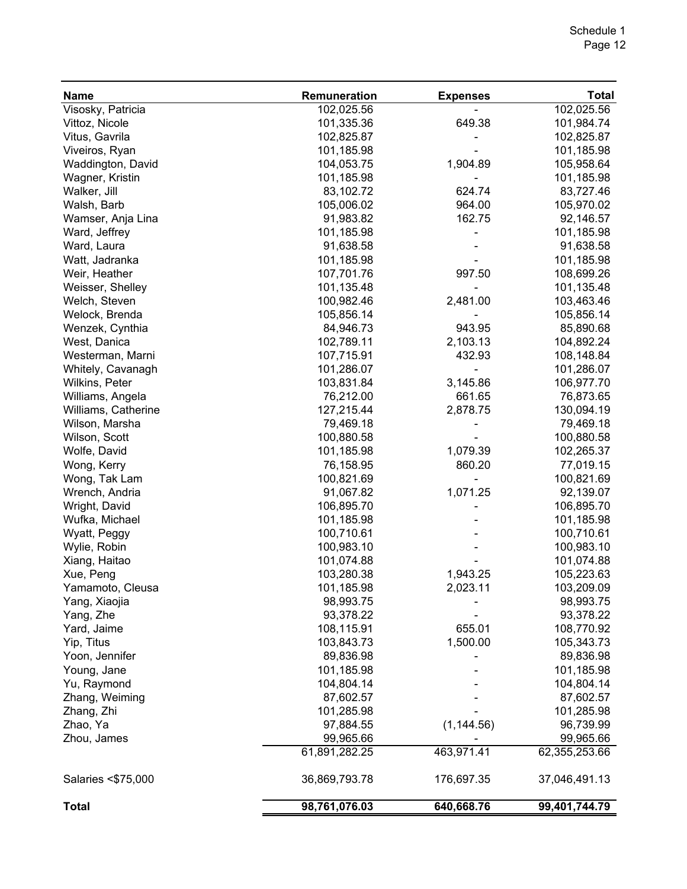| Name | Remuneration | Expenses | Total |
|---|---|---|---|
| Visosky, Patricia | 102,025.56 | - | 102,025.56 |
| Vittoz, Nicole | 101,335.36 | 649.38 | 101,984.74 |
| Vitus, Gavrila | 102,825.87 | - | 102,825.87 |
| Viveiros, Ryan | 101,185.98 | - | 101,185.98 |
| Waddington, David | 104,053.75 | 1,904.89 | 105,958.64 |
| Wagner, Kristin | 101,185.98 | - | 101,185.98 |
| Walker, Jill | 83,102.72 | 624.74 | 83,727.46 |
| Walsh, Barb | 105,006.02 | 964.00 | 105,970.02 |
| Wamser, Anja Lina | 91,983.82 | 162.75 | 92,146.57 |
| Ward, Jeffrey | 101,185.98 | - | 101,185.98 |
| Ward, Laura | 91,638.58 | - | 91,638.58 |
| Watt, Jadranka | 101,185.98 | - | 101,185.98 |
| Weir, Heather | 107,701.76 | 997.50 | 108,699.26 |
| Weisser, Shelley | 101,135.48 | - | 101,135.48 |
| Welch, Steven | 100,982.46 | 2,481.00 | 103,463.46 |
| Welock, Brenda | 105,856.14 | - | 105,856.14 |
| Wenzek, Cynthia | 84,946.73 | 943.95 | 85,890.68 |
| West, Danica | 102,789.11 | 2,103.13 | 104,892.24 |
| Westerman, Marni | 107,715.91 | 432.93 | 108,148.84 |
| Whitely, Cavanagh | 101,286.07 | - | 101,286.07 |
| Wilkins, Peter | 103,831.84 | 3,145.86 | 106,977.70 |
| Williams, Angela | 76,212.00 | 661.65 | 76,873.65 |
| Williams, Catherine | 127,215.44 | 2,878.75 | 130,094.19 |
| Wilson, Marsha | 79,469.18 | - | 79,469.18 |
| Wilson, Scott | 100,880.58 | - | 100,880.58 |
| Wolfe, David | 101,185.98 | 1,079.39 | 102,265.37 |
| Wong, Kerry | 76,158.95 | 860.20 | 77,019.15 |
| Wong, Tak Lam | 100,821.69 | - | 100,821.69 |
| Wrench, Andria | 91,067.82 | 1,071.25 | 92,139.07 |
| Wright, David | 106,895.70 | - | 106,895.70 |
| Wufka, Michael | 101,185.98 | - | 101,185.98 |
| Wyatt, Peggy | 100,710.61 | - | 100,710.61 |
| Wylie, Robin | 100,983.10 | - | 100,983.10 |
| Xiang, Haitao | 101,074.88 | - | 101,074.88 |
| Xue, Peng | 103,280.38 | 1,943.25 | 105,223.63 |
| Yamamoto, Cleusa | 101,185.98 | 2,023.11 | 103,209.09 |
| Yang, Xiaojia | 98,993.75 | - | 98,993.75 |
| Yang, Zhe | 93,378.22 | - | 93,378.22 |
| Yard, Jaime | 108,115.91 | 655.01 | 108,770.92 |
| Yip, Titus | 103,843.73 | 1,500.00 | 105,343.73 |
| Yoon, Jennifer | 89,836.98 | - | 89,836.98 |
| Young, Jane | 101,185.98 | - | 101,185.98 |
| Yu, Raymond | 104,804.14 | - | 104,804.14 |
| Zhang, Weiming | 87,602.57 | - | 87,602.57 |
| Zhang, Zhi | 101,285.98 | - | 101,285.98 |
| Zhao, Ya | 97,884.55 | (1,144.56) | 96,739.99 |
| Zhou, James | 99,965.66 | - | 99,965.66 |
| | 61,891,282.25 | 463,971.41 | 62,355,253.66 |
| Salaries <$75,000 | 36,869,793.78 | 176,697.35 | 37,046,491.13 |
| **Total** | **98,761,076.03** | **640,668.76** | **99,401,744.79** |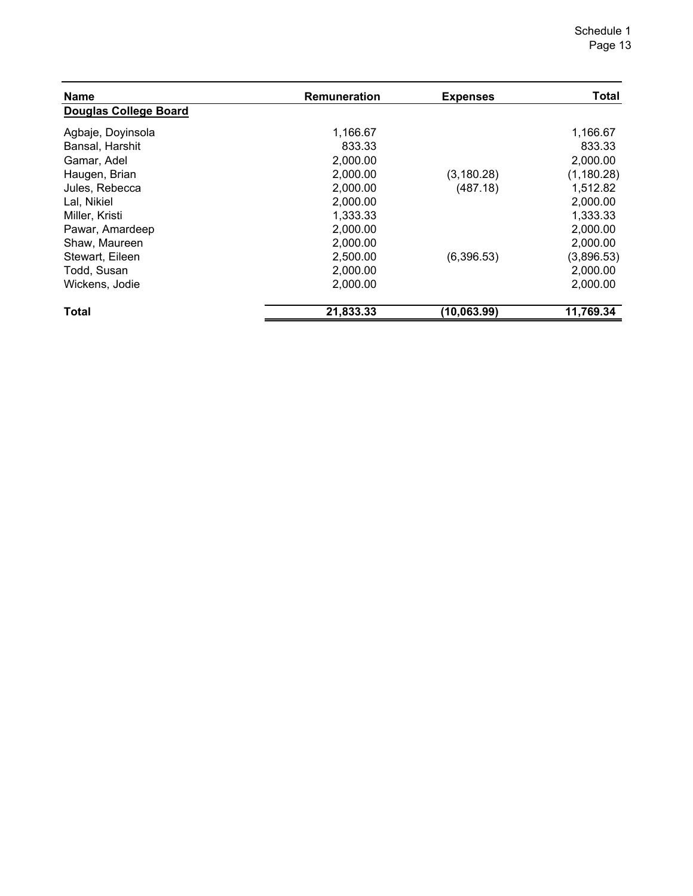| Name | Remuneration | Expenses | Total |
|---|---|---|---|
| **Douglas College Board** | | | |
| Agbaje, Doyinsola | 1,166.67 | | 1,166.67 |
| Bansal, Harshit | 833.33 | | 833.33 |
| Gamar, Adel | 2,000.00 | | 2,000.00 |
| Haugen, Brian | 2,000.00 | (3,180.28) | (1,180.28) |
| Jules, Rebecca | 2,000.00 | (487.18) | 1,512.82 |
| Lal, Nikiel | 2,000.00 | | 2,000.00 |
| Miller, Kristi | 1,333.33 | | 1,333.33 |
| Pawar, Amardeep | 2,000.00 | | 2,000.00 |
| Shaw, Maureen | 2,000.00 | | 2,000.00 |
| Stewart, Eileen | 2,500.00 | (6,396.53) | (3,896.53) |
| Todd, Susan | 2,000.00 | | 2,000.00 |
| Wickens, Jodie | 2,000.00 | | 2,000.00 |
| **Total** | **21,833.33** | **(10,063.99)** | **11,769.34** |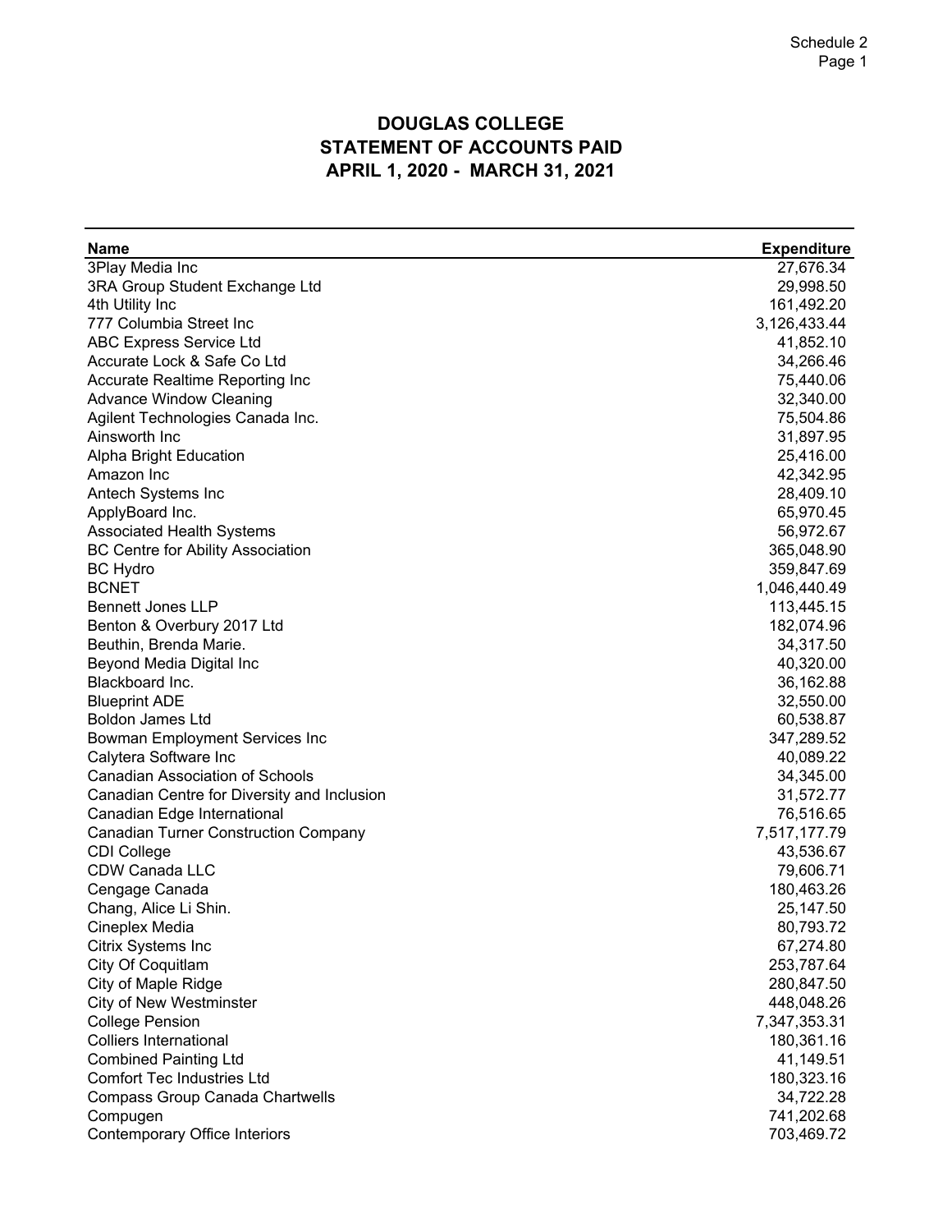Schedule 2

# DOUGLAS COLLEGE
## STATEMENT OF ACCOUNTS PAID
## APRIL 1, 2020 - MARCH 31, 2021

| Name | Expenditure |
|---|---:|
| 3Play Media Inc | 27,676.34 |
| 3RA Group Student Exchange Ltd | 29,998.50 |
| 4th Utility Inc | 161,492.20 |
| 777 Columbia Street Inc | 3,126,433.44 |
| ABC Express Service Ltd | 41,852.10 |
| Accurate Lock & Safe Co Ltd | 34,266.46 |
| Accurate Realtime Reporting Inc | 75,440.06 |
| Advance Window Cleaning | 32,340.00 |
| Agilent Technologies Canada Inc. | 75,504.86 |
| Ainsworth Inc | 31,897.95 |
| Alpha Bright Education | 25,416.00 |
| Amazon Inc | 42,342.95 |
| Antech Systems Inc | 28,409.10 |
| ApplyBoard Inc. | 65,970.45 |
| Associated Health Systems | 56,972.67 |
| BC Centre for Ability Association | 365,048.90 |
| BC Hydro | 359,847.69 |
| BCNET | 1,046,440.49 |
| Bennett Jones LLP | 113,445.15 |
| Benton & Overbury 2017 Ltd | 182,074.96 |
| Beuthin, Brenda Marie. | 34,317.50 |
| Beyond Media Digital Inc | 40,320.00 |
| Blackboard Inc. | 36,162.88 |
| Blueprint ADE | 32,550.00 |
| Boldon James Ltd | 60,538.87 |
| Bowman Employment Services Inc | 347,289.52 |
| Calytera Software Inc | 40,089.22 |
| Canadian Association of Schools | 34,345.00 |
| Canadian Centre for Diversity and Inclusion | 31,572.77 |
| Canadian Edge International | 76,516.65 |
| Canadian Turner Construction Company | 7,517,177.79 |
| CDI College | 43,536.67 |
| CDW Canada LLC | 79,606.71 |
| Cengage Canada | 180,463.26 |
| Chang, Alice Li Shin. | 25,147.50 |
| Cineplex Media | 80,793.72 |
| Citrix Systems Inc | 67,274.80 |
| City Of Coquitlam | 253,787.64 |
| City of Maple Ridge | 280,847.50 |
| City of New Westminster | 448,048.26 |
| College Pension | 7,347,353.31 |
| Colliers International | 180,361.16 |
| Combined Painting Ltd | 41,149.51 |
| Comfort Tec Industries Ltd | 180,323.16 |
| Compass Group Canada Chartwells | 34,722.28 |
| Compugen | 741,202.68 |
| Contemporary Office Interiors | 703,469.72 |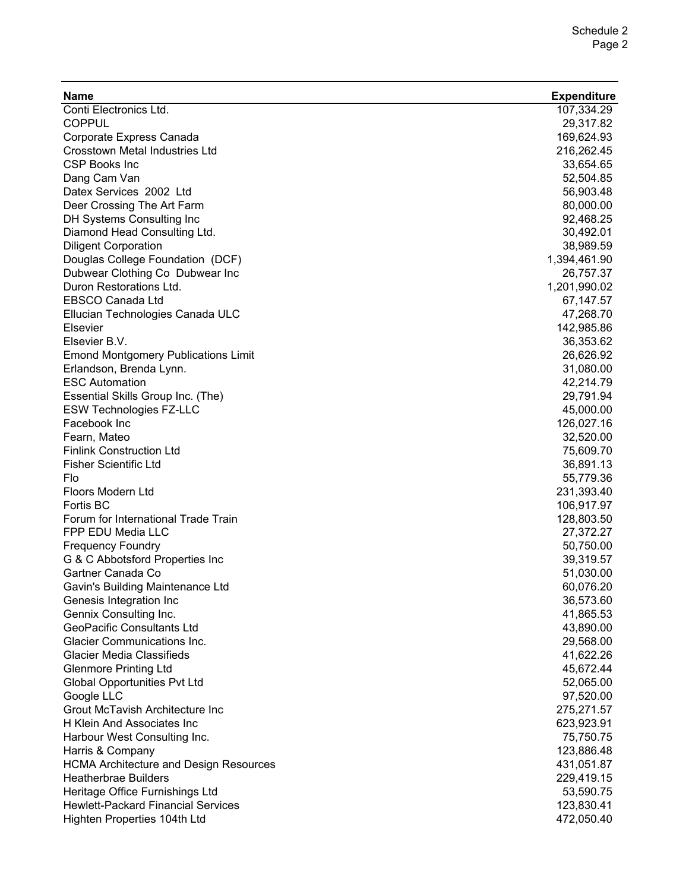| Name | Expenditure |
|---|---|
| Conti Electronics Ltd. | 107,334.29 |
| COPPUL | 29,317.82 |
| Corporate Express Canada | 169,624.93 |
| Crosstown Metal Industries Ltd | 216,262.45 |
| CSP Books Inc | 33,654.65 |
| Dang Cam Van | 52,504.85 |
| Datex Services 2002 Ltd | 56,903.48 |
| Deer Crossing The Art Farm | 80,000.00 |
| DH Systems Consulting Inc | 92,468.25 |
| Diamond Head Consulting Ltd. | 30,492.01 |
| Diligent Corporation | 38,989.59 |
| Douglas College Foundation (DCF) | 1,394,461.90 |
| Dubwear Clothing Co Dubwear Inc | 26,757.37 |
| Duron Restorations Ltd. | 1,201,990.02 |
| EBSCO Canada Ltd | 67,147.57 |
| Ellucian Technologies Canada ULC | 47,268.70 |
| Elsevier | 142,985.86 |
| Elsevier B.V. | 36,353.62 |
| Emond Montgomery Publications Limit | 26,626.92 |
| Erlandson, Brenda Lynn. | 31,080.00 |
| ESC Automation | 42,214.79 |
| Essential Skills Group Inc. (The) | 29,791.94 |
| ESW Technologies FZ-LLC | 45,000.00 |
| Facebook Inc | 126,027.16 |
| Fearn, Mateo | 32,520.00 |
| Finlink Construction Ltd | 75,609.70 |
| Fisher Scientific Ltd | 36,891.13 |
| Flo | 55,779.36 |
| Floors Modern Ltd | 231,393.40 |
| Fortis BC | 106,917.97 |
| Forum for International Trade Train | 128,803.50 |
| FPP EDU Media LLC | 27,372.27 |
| Frequency Foundry | 50,750.00 |
| G & C Abbotsford Properties Inc | 39,319.57 |
| Gartner Canada Co | 51,030.00 |
| Gavin's Building Maintenance Ltd | 60,076.20 |
| Genesis Integration Inc | 36,573.60 |
| Gennix Consulting Inc. | 41,865.53 |
| GeoPacific Consultants Ltd | 43,890.00 |
| Glacier Communications Inc. | 29,568.00 |
| Glacier Media Classifieds | 41,622.26 |
| Glenmore Printing Ltd | 45,672.44 |
| Global Opportunities Pvt Ltd | 52,065.00 |
| Google LLC | 97,520.00 |
| Grout McTavish Architecture Inc | 275,271.57 |
| H Klein And Associates Inc | 623,923.91 |
| Harbour West Consulting Inc. | 75,750.75 |
| Harris & Company | 123,886.48 |
| HCMA Architecture and Design Resources | 431,051.87 |
| Heatherbrae Builders | 229,419.15 |
| Heritage Office Furnishings Ltd | 53,590.75 |
| Hewlett-Packard Financial Services | 123,830.41 |
| Highten Properties 104th Ltd | 472,050.40 |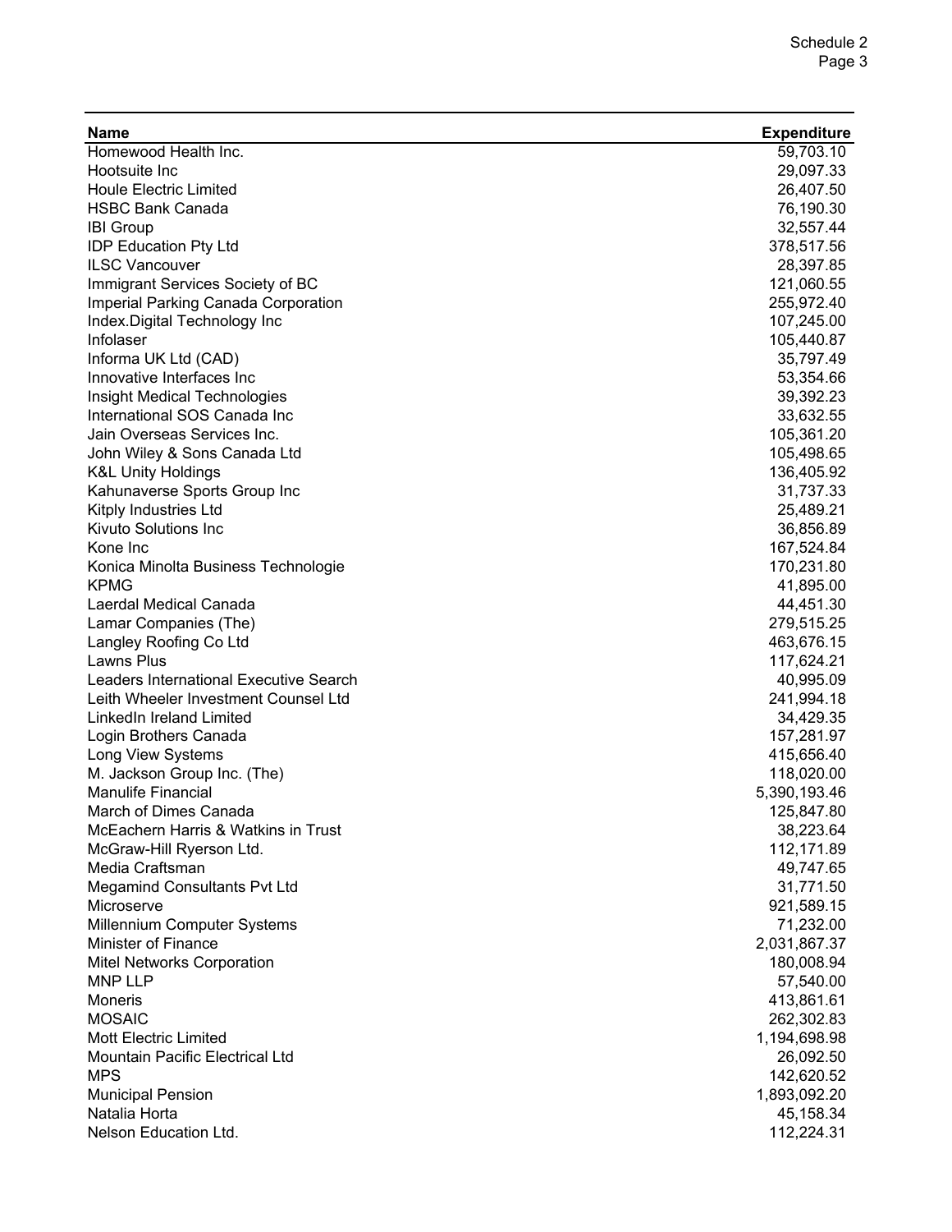| Name | Expenditure |
| --- | --- |
| Homewood Health Inc. | 59,703.10 |
| Hootsuite Inc | 29,097.33 |
| Houle Electric Limited | 26,407.50 |
| HSBC Bank Canada | 76,190.30 |
| IBI Group | 32,557.44 |
| IDP Education Pty Ltd | 378,517.56 |
| ILSC Vancouver | 28,397.85 |
| Immigrant Services Society of BC | 121,060.55 |
| Imperial Parking Canada Corporation | 255,972.40 |
| Index.Digital Technology Inc | 107,245.00 |
| Infolaser | 105,440.87 |
| Informa UK Ltd (CAD) | 35,797.49 |
| Innovative Interfaces Inc | 53,354.66 |
| Insight Medical Technologies | 39,392.23 |
| International SOS Canada Inc | 33,632.55 |
| Jain Overseas Services Inc. | 105,361.20 |
| John Wiley & Sons Canada Ltd | 105,498.65 |
| K&L Unity Holdings | 136,405.92 |
| Kahunaverse Sports Group Inc | 31,737.33 |
| Kitply Industries Ltd | 25,489.21 |
| Kivuto Solutions Inc | 36,856.89 |
| Kone Inc | 167,524.84 |
| Konica Minolta Business Technologie | 170,231.80 |
| KPMG | 41,895.00 |
| Laerdal Medical Canada | 44,451.30 |
| Lamar Companies (The) | 279,515.25 |
| Langley Roofing Co Ltd | 463,676.15 |
| Lawns Plus | 117,624.21 |
| Leaders International Executive Search | 40,995.09 |
| Leith Wheeler Investment Counsel Ltd | 241,994.18 |
| LinkedIn Ireland Limited | 34,429.35 |
| Login Brothers Canada | 157,281.97 |
| Long View Systems | 415,656.40 |
| M. Jackson Group Inc. (The) | 118,020.00 |
| Manulife Financial | 5,390,193.46 |
| March of Dimes Canada | 125,847.80 |
| McEachern Harris & Watkins in Trust | 38,223.64 |
| McGraw-Hill Ryerson Ltd. | 112,171.89 |
| Media Craftsman | 49,747.65 |
| Megamind Consultants Pvt Ltd | 31,771.50 |
| Microserve | 921,589.15 |
| Millennium Computer Systems | 71,232.00 |
| Minister of Finance | 2,031,867.37 |
| Mitel Networks Corporation | 180,008.94 |
| MNP LLP | 57,540.00 |
| Moneris | 413,861.61 |
| MOSAIC | 262,302.83 |
| Mott Electric Limited | 1,194,698.98 |
| Mountain Pacific Electrical Ltd | 26,092.50 |
| MPS | 142,620.52 |
| Municipal Pension | 1,893,092.20 |
| Natalia Horta | 45,158.34 |
| Nelson Education Ltd. | 112,224.31 |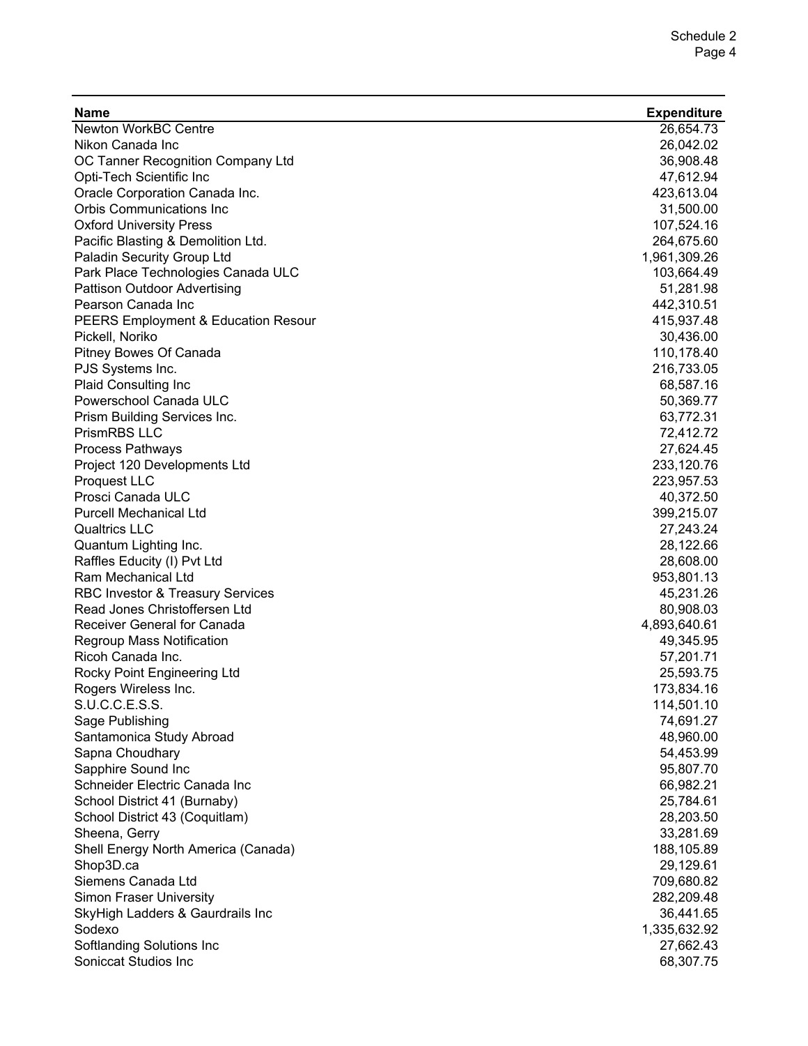| Name | Expenditure |
|---|---|
| Newton WorkBC Centre | 26,654.73 |
| Nikon Canada Inc | 26,042.02 |
| OC Tanner Recognition Company Ltd | 36,908.48 |
| Opti-Tech Scientific Inc | 47,612.94 |
| Oracle Corporation Canada Inc. | 423,613.04 |
| Orbis Communications Inc | 31,500.00 |
| Oxford University Press | 107,524.16 |
| Pacific Blasting & Demolition Ltd. | 264,675.60 |
| Paladin Security Group Ltd | 1,961,309.26 |
| Park Place Technologies Canada ULC | 103,664.49 |
| Pattison Outdoor Advertising | 51,281.98 |
| Pearson Canada Inc | 442,310.51 |
| PEERS Employment & Education Resour | 415,937.48 |
| Pickell, Noriko | 30,436.00 |
| Pitney Bowes Of Canada | 110,178.40 |
| PJS Systems Inc. | 216,733.05 |
| Plaid Consulting Inc | 68,587.16 |
| Powerschool Canada ULC | 50,369.77 |
| Prism Building Services Inc. | 63,772.31 |
| PrismRBS LLC | 72,412.72 |
| Process Pathways | 27,624.45 |
| Project 120 Developments Ltd | 233,120.76 |
| Proquest LLC | 223,957.53 |
| Prosci Canada ULC | 40,372.50 |
| Purcell Mechanical Ltd | 399,215.07 |
| Qualtrics LLC | 27,243.24 |
| Quantum Lighting Inc. | 28,122.66 |
| Raffles Educity (I) Pvt Ltd | 28,608.00 |
| Ram Mechanical Ltd | 953,801.13 |
| RBC Investor & Treasury Services | 45,231.26 |
| Read Jones Christoffersen Ltd | 80,908.03 |
| Receiver General for Canada | 4,893,640.61 |
| Regroup Mass Notification | 49,345.95 |
| Ricoh Canada Inc. | 57,201.71 |
| Rocky Point Engineering Ltd | 25,593.75 |
| Rogers Wireless Inc. | 173,834.16 |
| S.U.C.C.E.S.S. | 114,501.10 |
| Sage Publishing | 74,691.27 |
| Santamonica Study Abroad | 48,960.00 |
| Sapna Choudhary | 54,453.99 |
| Sapphire Sound Inc | 95,807.70 |
| Schneider Electric Canada Inc | 66,982.21 |
| School District 41 (Burnaby) | 25,784.61 |
| School District 43 (Coquitlam) | 28,203.50 |
| Sheena, Gerry | 33,281.69 |
| Shell Energy North America (Canada) | 188,105.89 |
| Shop3D.ca | 29,129.61 |
| Siemens Canada Ltd | 709,680.82 |
| Simon Fraser University | 282,209.48 |
| SkyHigh Ladders & Gaurdrails Inc | 36,441.65 |
| Sodexo | 1,335,632.92 |
| Softlanding Solutions Inc | 27,662.43 |
| Soniccat Studios Inc | 68,307.75 |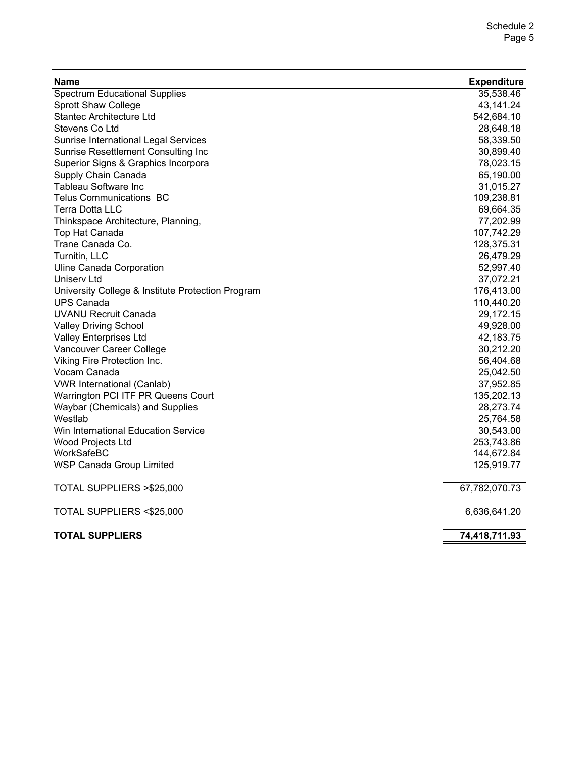| Name | Expenditure |
| --- | --- |
| Spectrum Educational Supplies | 35,538.46 |
| Sprott Shaw College | 43,141.24 |
| Stantec Architecture Ltd | 542,684.10 |
| Stevens Co Ltd | 28,648.18 |
| Sunrise International Legal Services | 58,339.50 |
| Sunrise Resettlement Consulting Inc | 30,899.40 |
| Superior Signs & Graphics Incorpora | 78,023.15 |
| Supply Chain Canada | 65,190.00 |
| Tableau Software Inc | 31,015.27 |
| Telus Communications BC | 109,238.81 |
| Terra Dotta LLC | 69,664.35 |
| Thinkspace Architecture, Planning, | 77,202.99 |
| Top Hat Canada | 107,742.29 |
| Trane Canada Co. | 128,375.31 |
| Turnitin, LLC | 26,479.29 |
| Uline Canada Corporation | 52,997.40 |
| Uniserv Ltd | 37,072.21 |
| University College & Institute Protection Program | 176,413.00 |
| UPS Canada | 110,440.20 |
| UVANU Recruit Canada | 29,172.15 |
| Valley Driving School | 49,928.00 |
| Valley Enterprises Ltd | 42,183.75 |
| Vancouver Career College | 30,212.20 |
| Viking Fire Protection Inc. | 56,404.68 |
| Vocam Canada | 25,042.50 |
| VWR International (Canlab) | 37,952.85 |
| Warrington PCI ITF PR Queens Court | 135,202.13 |
| Waybar (Chemicals) and Supplies | 28,273.74 |
| Westlab | 25,764.58 |
| Win International Education Service | 30,543.00 |
| Wood Projects Ltd | 253,743.86 |
| WorkSafeBC | 144,672.84 |
| WSP Canada Group Limited | 125,919.77 |
| TOTAL SUPPLIERS >$25,000 | 67,782,070.73 |
| TOTAL SUPPLIERS <$25,000 | 6,636,641.20 |
| **TOTAL SUPPLIERS** | **74,418,711.93** |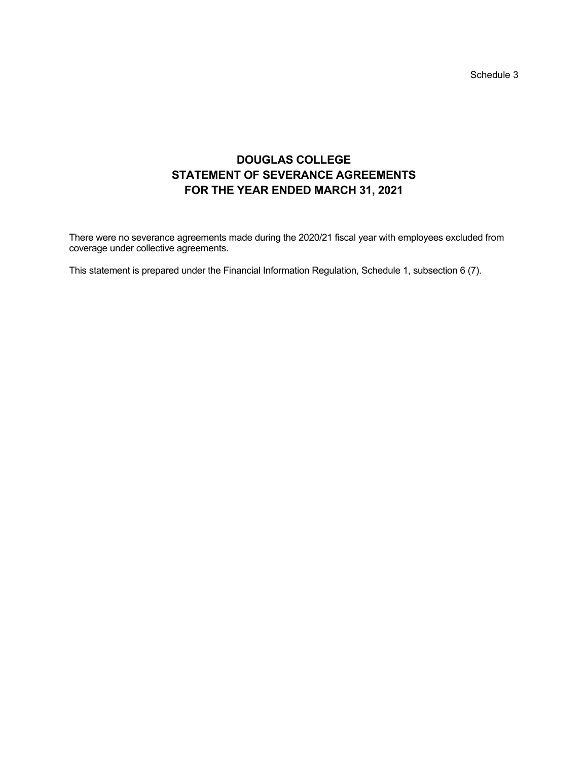Schedule 3

# DOUGLAS COLLEGE
# STATEMENT OF SEVERANCE AGREEMENTS
# FOR THE YEAR ENDED MARCH 31, 2021

There were no severance agreements made during the 2020/21 fiscal year with employees excluded from coverage under collective agreements.

This statement is prepared under the Financial Information Regulation, Schedule 1, subsection 6 (7).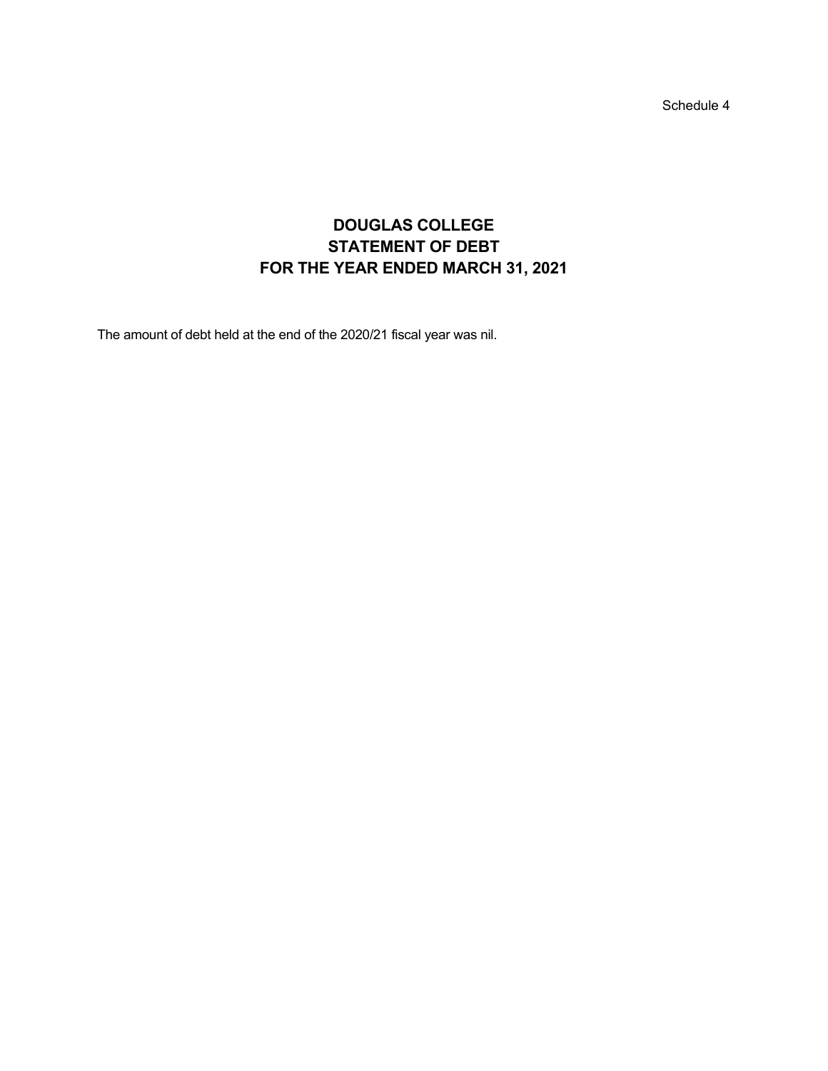Schedule 4

# DOUGLAS COLLEGE
## STATEMENT OF DEBT
## FOR THE YEAR ENDED MARCH 31, 2021

The amount of debt held at the end of the 2020/21 fiscal year was nil.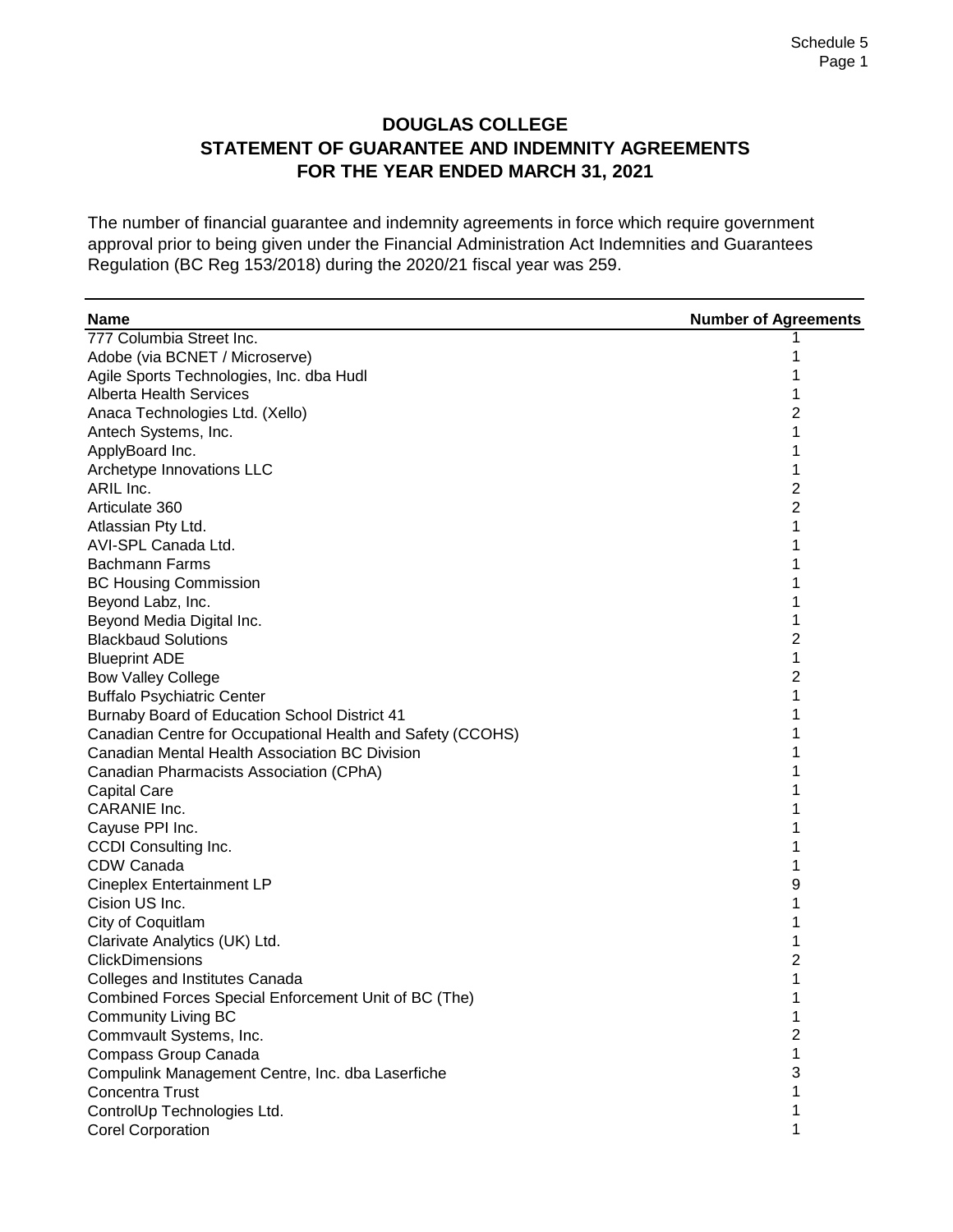# DOUGLAS COLLEGE
## STATEMENT OF GUARANTEE AND INDEMNITY AGREEMENTS
## FOR THE YEAR ENDED MARCH 31, 2021

The number of financial guarantee and indemnity agreements in force which require government approval prior to being given under the Financial Administration Act Indemnities and Guarantees Regulation (BC Reg 153/2018) during the 2020/21 fiscal year was 259.

| Name | Number of Agreements |
|---|---|
| 777 Columbia Street Inc. | 1 |
| Adobe (via BCNET / Microserve) | 1 |
| Agile Sports Technologies, Inc. dba Hudl | 1 |
| Alberta Health Services | 1 |
| Anaca Technologies Ltd. (Xello) | 2 |
| Antech Systems, Inc. | 1 |
| ApplyBoard Inc. | 1 |
| Archetype Innovations LLC | 1 |
| ARIL Inc. | 2 |
| Articulate 360 | 2 |
| Atlassian Pty Ltd. | 1 |
| AVI-SPL Canada Ltd. | 1 |
| Bachmann Farms | 1 |
| BC Housing Commission | 1 |
| Beyond Labz, Inc. | 1 |
| Beyond Media Digital Inc. | 1 |
| Blackbaud Solutions | 2 |
| Blueprint ADE | 1 |
| Bow Valley College | 2 |
| Buffalo Psychiatric Center | 1 |
| Burnaby Board of Education School District 41 | 1 |
| Canadian Centre for Occupational Health and Safety (CCOHS) | 1 |
| Canadian Mental Health Association BC Division | 1 |
| Canadian Pharmacists Association (CPhA) | 1 |
| Capital Care | 1 |
| CARANIE Inc. | 1 |
| Cayuse PPI Inc. | 1 |
| CCDI Consulting Inc. | 1 |
| CDW Canada | 1 |
| Cineplex Entertainment LP | 9 |
| Cision US Inc. | 1 |
| City of Coquitlam | 1 |
| Clarivate Analytics (UK) Ltd. | 1 |
| ClickDimensions | 2 |
| Colleges and Institutes Canada | 1 |
| Combined Forces Special Enforcement Unit of BC (The) | 1 |
| Community Living BC | 1 |
| Commvault Systems, Inc. | 2 |
| Compass Group Canada | 1 |
| Compulink Management Centre, Inc. dba Laserfiche | 3 |
| Concentra Trust | 1 |
| ControlUp Technologies Ltd. | 1 |
| Corel Corporation | 1 |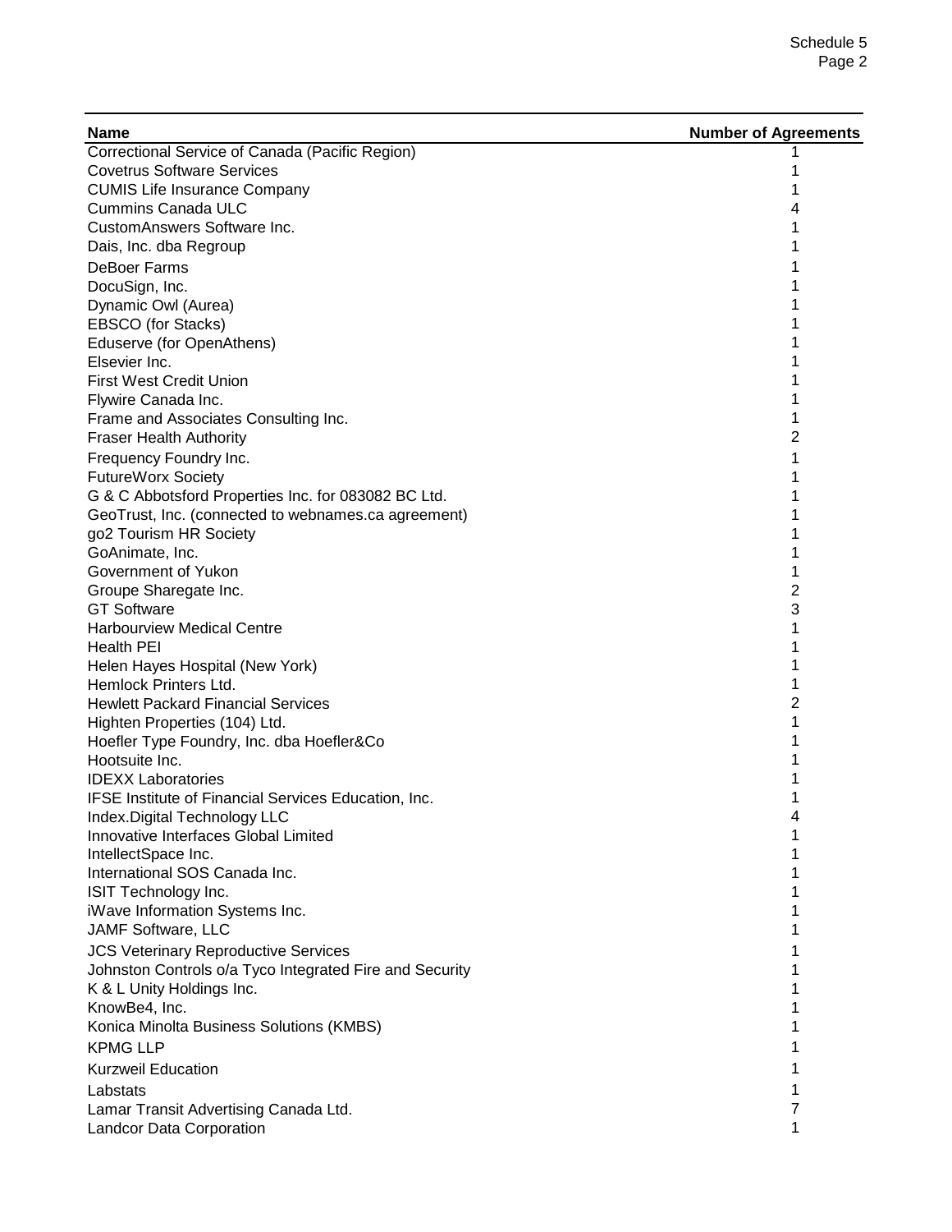| Name | Number of Agreements |
|---|---|
| Correctional Service of Canada (Pacific Region) | 1 |
| Covetrus Software Services | 1 |
| CUMIS Life Insurance Company | 1 |
| Cummins Canada ULC | 4 |
| CustomAnswers Software Inc. | 1 |
| Dais, Inc. dba Regroup | 1 |
| DeBoer Farms | 1 |
| DocuSign, Inc. | 1 |
| Dynamic Owl (Aurea) | 1 |
| EBSCO (for Stacks) | 1 |
| Eduserve (for OpenAthens) | 1 |
| Elsevier Inc. | 1 |
| First West Credit Union | 1 |
| Flywire Canada Inc. | 1 |
| Frame and Associates Consulting Inc. | 1 |
| Fraser Health Authority | 2 |
| Frequency Foundry Inc. | 1 |
| FutureWorx Society | 1 |
| G & C Abbotsford Properties Inc. for 083082 BC Ltd. | 1 |
| GeoTrust, Inc. (connected to webnames.ca agreement) | 1 |
| go2 Tourism HR Society | 1 |
| GoAnimate, Inc. | 1 |
| Government of Yukon | 1 |
| Groupe Sharegate Inc. | 2 |
| GT Software | 3 |
| Harbourview Medical Centre | 1 |
| Health PEI | 1 |
| Helen Hayes Hospital (New York) | 1 |
| Hemlock Printers Ltd. | 1 |
| Hewlett Packard Financial Services | 2 |
| Highten Properties (104) Ltd. | 1 |
| Hoefler Type Foundry, Inc. dba Hoefler&Co | 1 |
| Hootsuite Inc. | 1 |
| IDEXX Laboratories | 1 |
| IFSE Institute of Financial Services Education, Inc. | 1 |
| Index.Digital Technology LLC | 4 |
| Innovative Interfaces Global Limited | 1 |
| IntellectSpace Inc. | 1 |
| International SOS Canada Inc. | 1 |
| ISIT Technology Inc. | 1 |
| iWave Information Systems Inc. | 1 |
| JAMF Software, LLC | 1 |
| JCS Veterinary Reproductive Services | 1 |
| Johnston Controls o/a Tyco Integrated Fire and Security | 1 |
| K & L Unity Holdings Inc. | 1 |
| KnowBe4, Inc. | 1 |
| Konica Minolta Business Solutions (KMBS) | 1 |
| KPMG LLP | 1 |
| Kurzweil Education | 1 |
| Labstats | 1 |
| Lamar Transit Advertising Canada Ltd. | 7 |
| Landcor Data Corporation | 1 |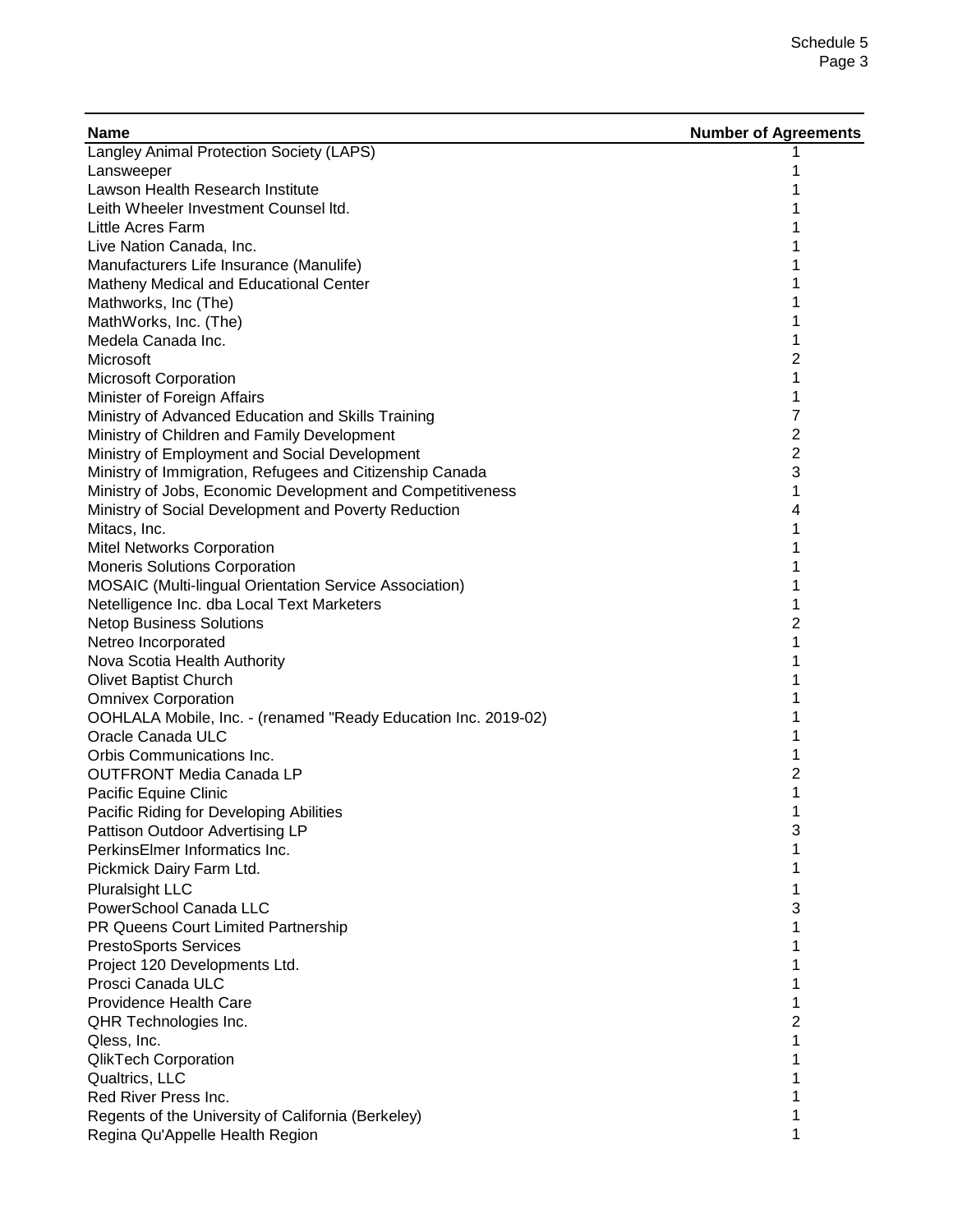| Name | Number of Agreements |
|---|---|
| Langley Animal Protection Society (LAPS) | 1 |
| Lansweeper | 1 |
| Lawson Health Research Institute | 1 |
| Leith Wheeler Investment Counsel ltd. | 1 |
| Little Acres Farm | 1 |
| Live Nation Canada, Inc. | 1 |
| Manufacturers Life Insurance (Manulife) | 1 |
| Matheny Medical and Educational Center | 1 |
| Mathworks, Inc (The) | 1 |
| MathWorks, Inc. (The) | 1 |
| Medela Canada Inc. | 1 |
| Microsoft | 2 |
| Microsoft Corporation | 1 |
| Minister of Foreign Affairs | 1 |
| Ministry of Advanced Education and Skills Training | 7 |
| Ministry of Children and Family Development | 2 |
| Ministry of Employment and Social Development | 2 |
| Ministry of Immigration, Refugees and Citizenship Canada | 3 |
| Ministry of Jobs, Economic Development and Competitiveness | 1 |
| Ministry of Social Development and Poverty Reduction | 4 |
| Mitacs, Inc. | 1 |
| Mitel Networks Corporation | 1 |
| Moneris Solutions Corporation | 1 |
| MOSAIC (Multi-lingual Orientation Service Association) | 1 |
| Netelligence Inc. dba Local Text Marketers | 1 |
| Netop Business Solutions | 2 |
| Netreo Incorporated | 1 |
| Nova Scotia Health Authority | 1 |
| Olivet Baptist Church | 1 |
| Omnivex Corporation | 1 |
| OOHLALA Mobile, Inc. - (renamed "Ready Education Inc. 2019-02) | 1 |
| Oracle Canada ULC | 1 |
| Orbis Communications Inc. | 1 |
| OUTFRONT Media Canada LP | 2 |
| Pacific Equine Clinic | 1 |
| Pacific Riding for Developing Abilities | 1 |
| Pattison Outdoor Advertising LP | 3 |
| PerkinsElmer Informatics Inc. | 1 |
| Pickmick Dairy Farm Ltd. | 1 |
| Pluralsight LLC | 1 |
| PowerSchool Canada LLC | 3 |
| PR Queens Court Limited Partnership | 1 |
| PrestoSports Services | 1 |
| Project 120 Developments Ltd. | 1 |
| Prosci Canada ULC | 1 |
| Providence Health Care | 1 |
| QHR Technologies Inc. | 2 |
| Qless, Inc. | 1 |
| QlikTech Corporation | 1 |
| Qualtrics, LLC | 1 |
| Red River Press Inc. | 1 |
| Regents of the University of California (Berkeley) | 1 |
| Regina Qu'Appelle Health Region | 1 |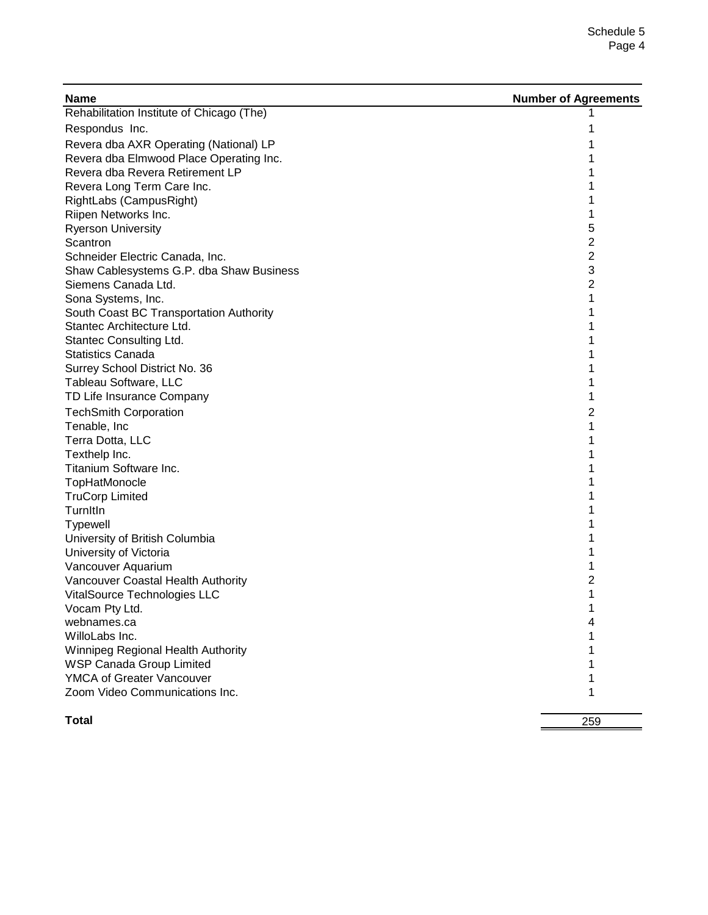| Name | Number of Agreements |
|---|---|
| Rehabilitation Institute of Chicago (The) | 1 |
| Respondus  Inc. | 1 |
| Revera dba AXR Operating (National) LP | 1 |
| Revera dba Elmwood Place Operating Inc. | 1 |
| Revera dba Revera Retirement LP | 1 |
| Revera Long Term Care Inc. | 1 |
| RightLabs (CampusRight) | 1 |
| Riipen Networks Inc. | 1 |
| Ryerson University | 5 |
| Scantron | 2 |
| Schneider Electric Canada, Inc. | 2 |
| Shaw Cablesystems G.P. dba Shaw Business | 3 |
| Siemens Canada Ltd. | 2 |
| Sona Systems, Inc. | 1 |
| South Coast BC Transportation Authority | 1 |
| Stantec Architecture Ltd. | 1 |
| Stantec Consulting Ltd. | 1 |
| Statistics Canada | 1 |
| Surrey School District No. 36 | 1 |
| Tableau Software, LLC | 1 |
| TD Life Insurance Company | 1 |
| TechSmith Corporation | 2 |
| Tenable, Inc | 1 |
| Terra Dotta, LLC | 1 |
| Texthelp Inc. | 1 |
| Titanium Software Inc. | 1 |
| TopHatMonocle | 1 |
| TruCorp Limited | 1 |
| TurnItIn | 1 |
| Typewell | 1 |
| University of British Columbia | 1 |
| University of Victoria | 1 |
| Vancouver Aquarium | 1 |
| Vancouver Coastal Health Authority | 2 |
| VitalSource Technologies LLC | 1 |
| Vocam Pty Ltd. | 1 |
| webnames.ca | 4 |
| WilloLabs Inc. | 1 |
| Winnipeg Regional Health Authority | 1 |
| WSP Canada Group Limited | 1 |
| YMCA of Greater Vancouver | 1 |
| Zoom Video Communications Inc. | 1 |
| **Total** | 259 |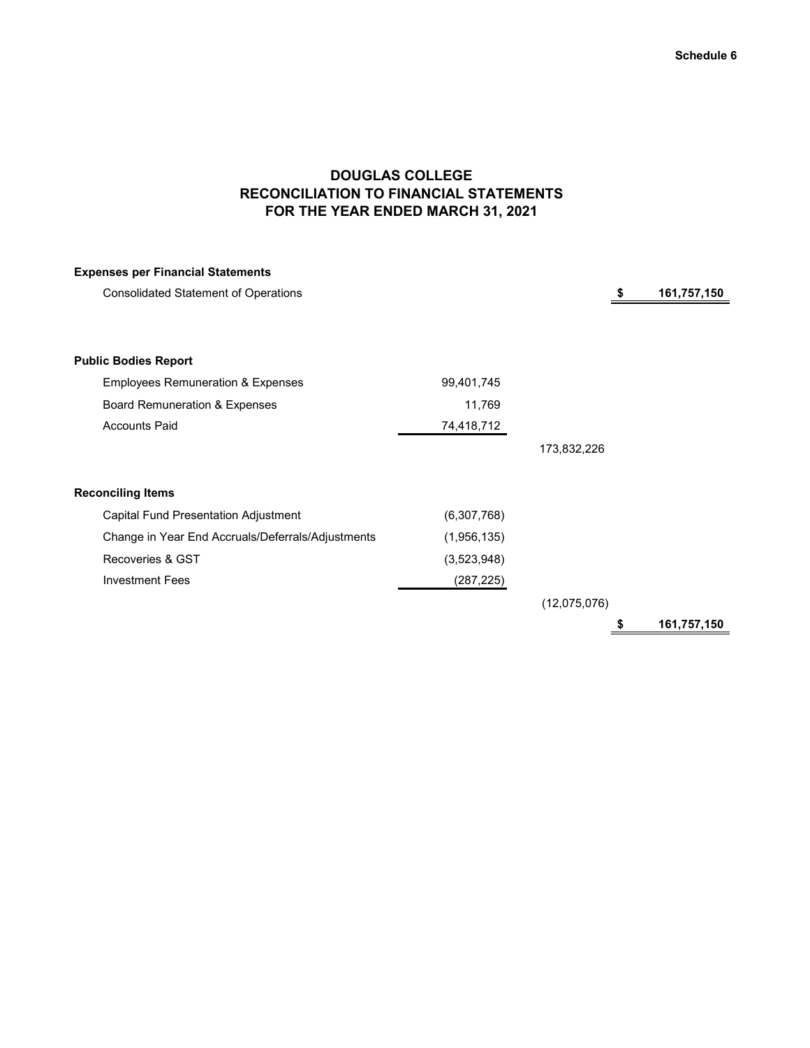Schedule 6

# DOUGLAS COLLEGE
## RECONCILIATION TO FINANCIAL STATEMENTS
## FOR THE YEAR ENDED MARCH 31, 2021

| | | | |
|---|---|---|---|
| **Expenses per Financial Statements** | | | |
| Consolidated Statement of Operations | | | **$ 161,757,150** |
| | | | |
| **Public Bodies Report** | | | |
| Employees Remuneration & Expenses | 99,401,745 | | |
| Board Remuneration & Expenses | 11,769 | | |
| Accounts Paid | 74,418,712 | | |
| | | 173,832,226 | |
| | | | |
| **Reconciling Items** | | | |
| Capital Fund Presentation Adjustment | (6,307,768) | | |
| Change in Year End Accruals/Deferrals/Adjustments | (1,956,135) | | |
| Recoveries & GST | (3,523,948) | | |
| Investment Fees | (287,225) | | |
| | | (12,075,076) | |
| | | | **$ 161,757,150** |